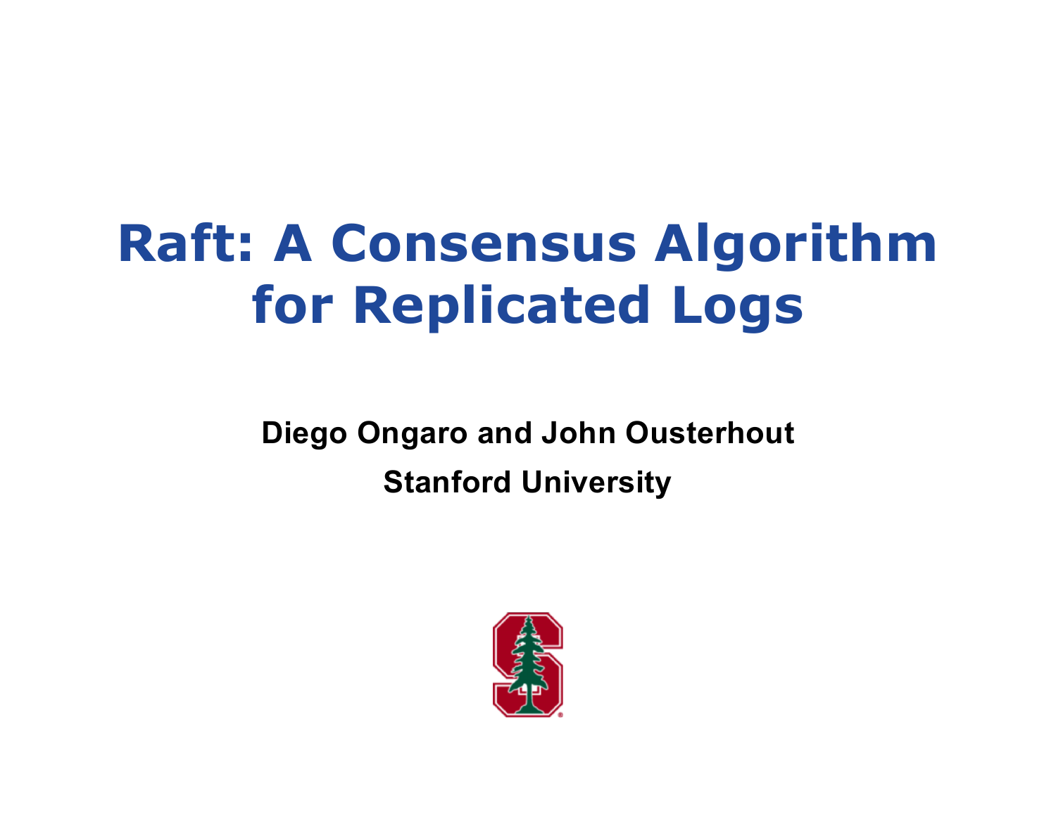# Raft: A Consensus Algorithm for Replicated Logs

**Diego Ongaro and John Ousterhout**

**Stanford University**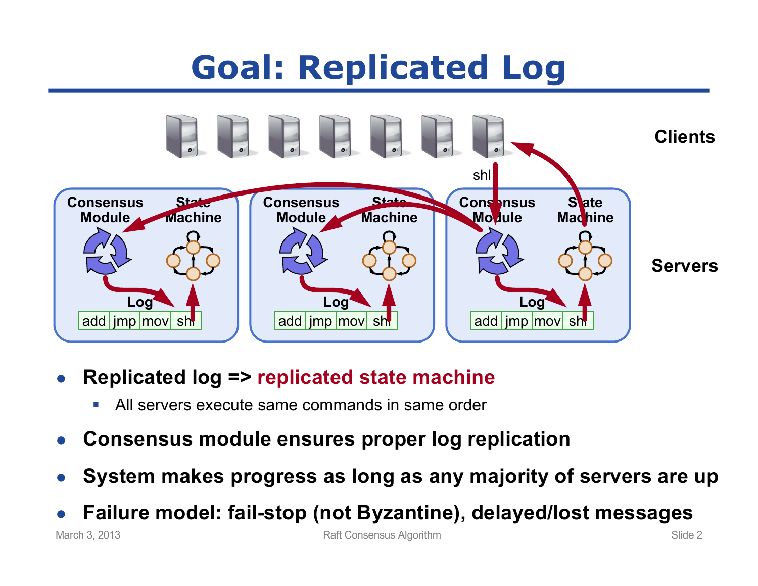# Goal: Replicated Log

- **Replicated log => replicated state machine**
  - All servers execute same commands in same order
- **Consensus module ensures proper log replication**
- **System makes progress as long as any majority of servers are up**
- **Failure model: fail-stop (not Byzantine), delayed/lost messages**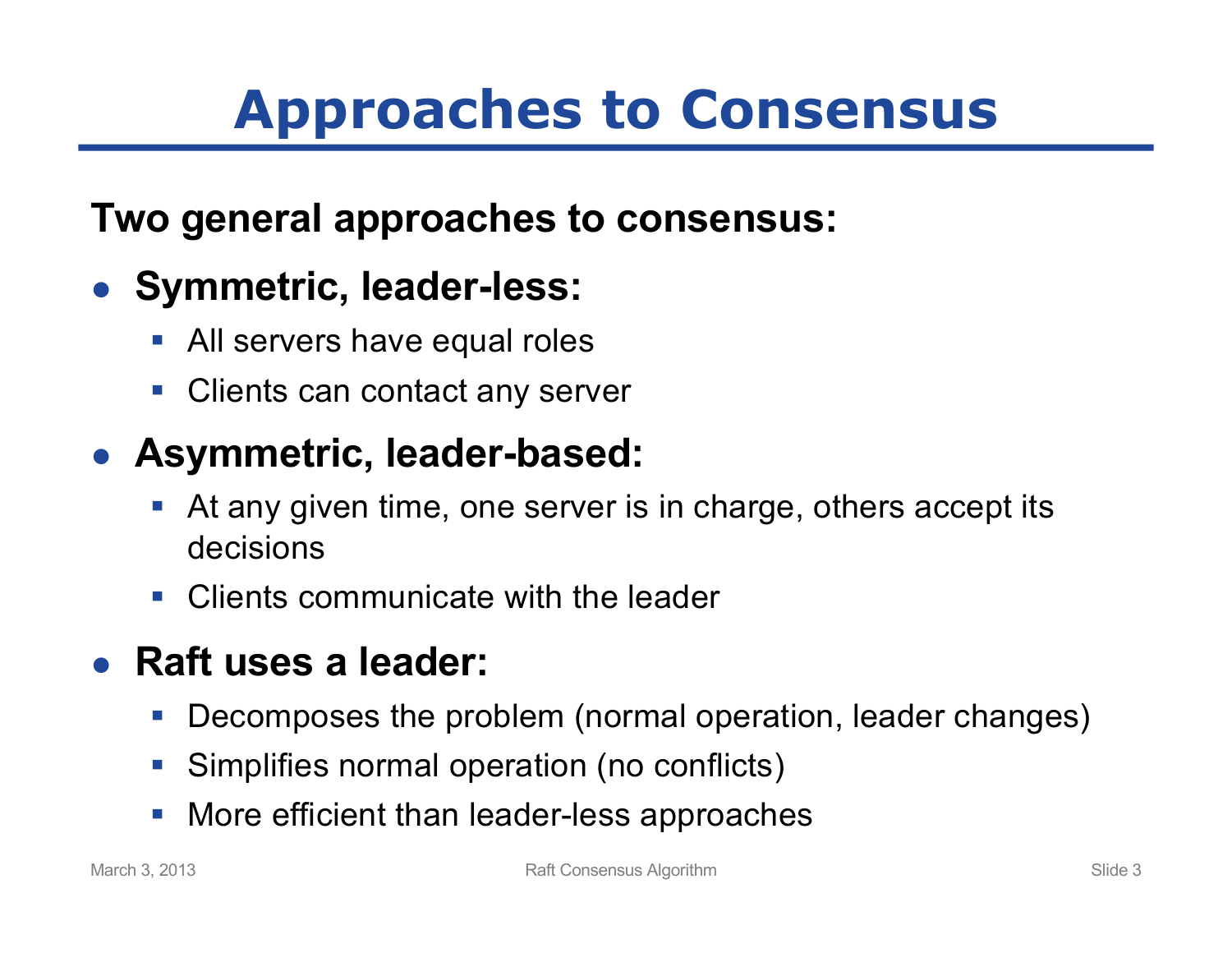# Approaches to Consensus

**Two general approaches to consensus:**

- **Symmetric, leader-less:**
  - All servers have equal roles
  - Clients can contact any server
- **Asymmetric, leader-based:**
  - At any given time, one server is in charge, others accept its decisions
  - Clients communicate with the leader
- **Raft uses a leader:**
  - Decomposes the problem (normal operation, leader changes)
  - Simplifies normal operation (no conflicts)
  - More efficient than leader-less approaches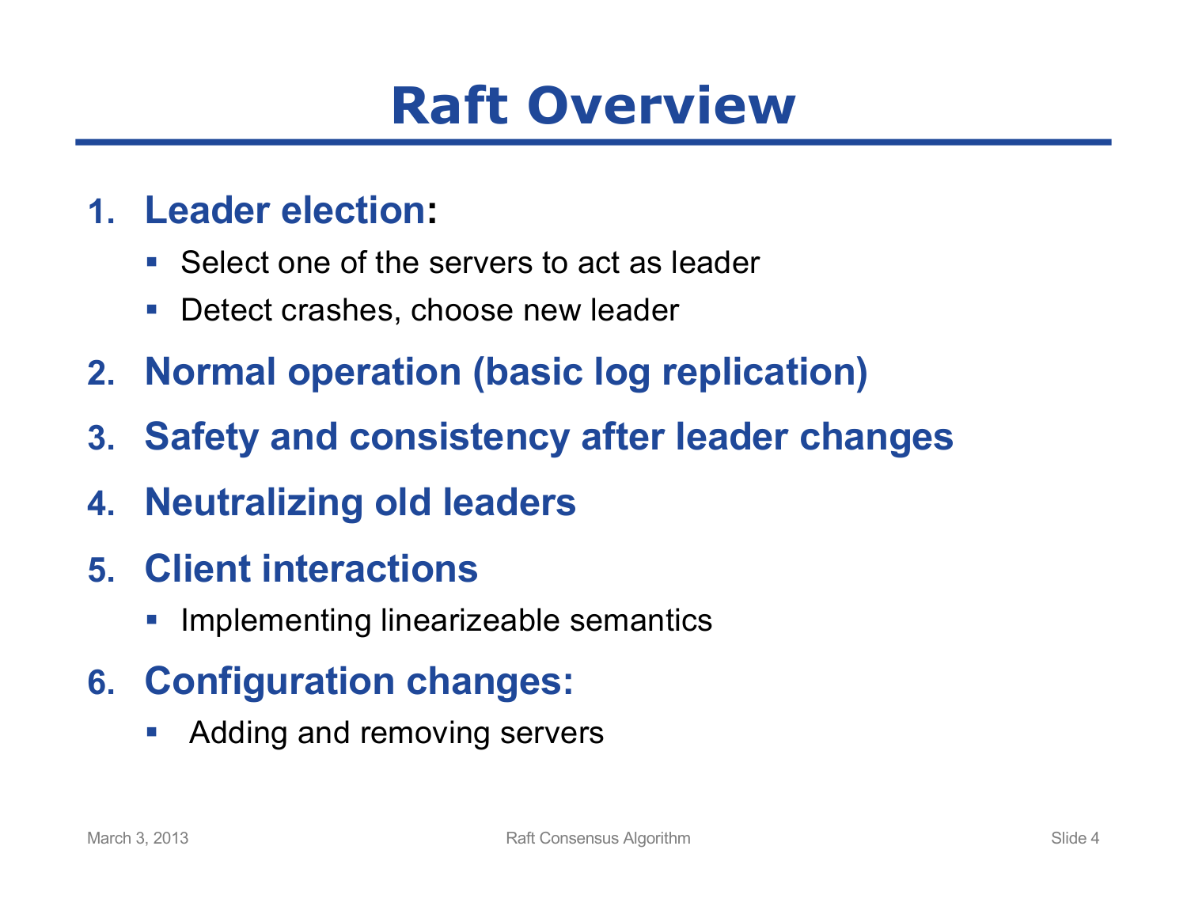# Raft Overview

1. **Leader election:**
   - Select one of the servers to act as leader
   - Detect crashes, choose new leader
2. **Normal operation (basic log replication)**
3. **Safety and consistency after leader changes**
4. **Neutralizing old leaders**
5. **Client interactions**
   - Implementing linearizeable semantics
6. **Configuration changes:**
   - Adding and removing servers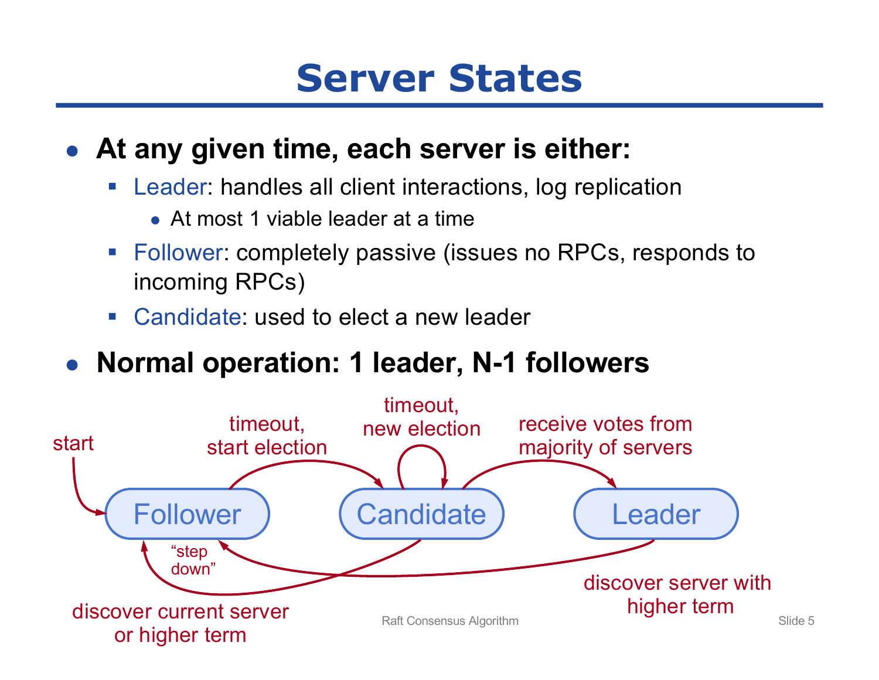# Server States

- **At any given time, each server is either:**
  - Leader: handles all client interactions, log replication
    - At most 1 viable leader at a time
  - Follower: completely passive (issues no RPCs, responds to incoming RPCs)
  - Candidate: used to elect a new leader
- **Normal operation: 1 leader, N-1 followers**

start

Follower

timeout, start election

Candidate

timeout, new election

receive votes from majority of servers

Leader

"step down"

discover current server or higher term

discover server with higher term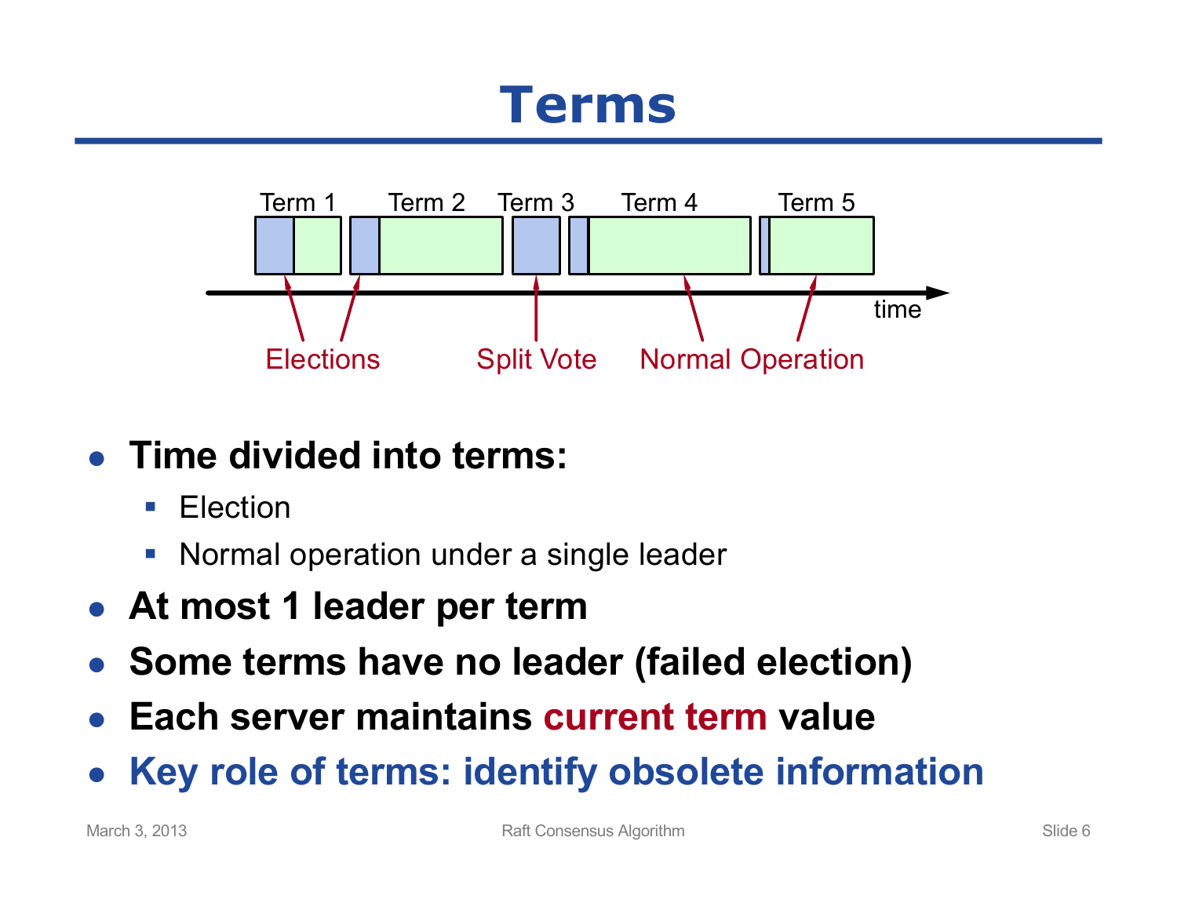# Terms

- **Time divided into terms:**
  - Election
  - Normal operation under a single leader
- **At most 1 leader per term**
- **Some terms have no leader (failed election)**
- **Each server maintains current term value**
- **Key role of terms: identify obsolete information**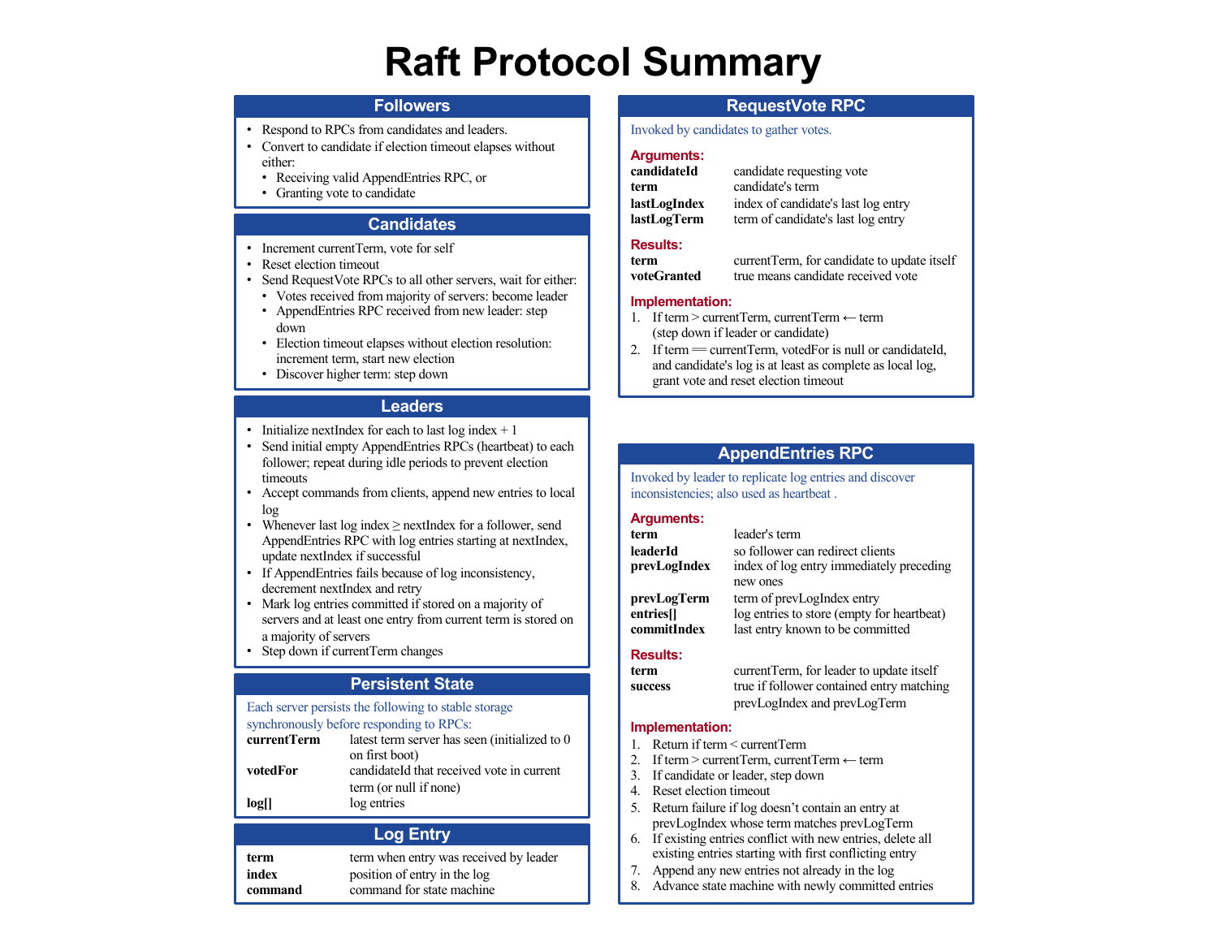# Raft Protocol Summary

## Followers

- Respond to RPCs from candidates and leaders.
- Convert to candidate if election timeout elapses without either:
  - Receiving valid AppendEntries RPC, or
  - Granting vote to candidate

## Candidates

- Increment currentTerm, vote for self
- Reset election timeout
- Send RequestVote RPCs to all other servers, wait for either:
  - Votes received from majority of servers: become leader
  - AppendEntries RPC received from new leader: step down
  - Election timeout elapses without election resolution: increment term, start new election
  - Discover higher term: step down

## Leaders

- Initialize nextIndex for each to last log index + 1
- Send initial empty AppendEntries RPCs (heartbeat) to each follower; repeat during idle periods to prevent election timeouts
- Accept commands from clients, append new entries to local log
- Whenever last log index ≥ nextIndex for a follower, send AppendEntries RPC with log entries starting at nextIndex, update nextIndex if successful
- If AppendEntries fails because of log inconsistency, decrement nextIndex and retry
- Mark log entries committed if stored on a majority of servers and at least one entry from current term is stored on a majority of servers
- Step down if currentTerm changes

## Persistent State

Each server persists the following to stable storage synchronously before responding to RPCs:

| | |
|---|---|
| **currentTerm** | latest term server has seen (initialized to 0 on first boot) |
| **votedFor** | candidateId that received vote in current term (or null if none) |
| **log[]** | log entries |

## Log Entry

| | |
|---|---|
| **term** | term when entry was received by leader |
| **index** | position of entry in the log |
| **command** | command for state machine |

## RequestVote RPC

Invoked by candidates to gather votes.

**Arguments:**

| | |
|---|---|
| **candidateId** | candidate requesting vote |
| **term** | candidate's term |
| **lastLogIndex** | index of candidate's last log entry |
| **lastLogTerm** | term of candidate's last log entry |

**Results:**

| | |
|---|---|
| **term** | currentTerm, for candidate to update itself |
| **voteGranted** | true means candidate received vote |

**Implementation:**

1. If term > currentTerm, currentTerm ← term (step down if leader or candidate)
2. If term == currentTerm, votedFor is null or candidateId, and candidate's log is at least as complete as local log, grant vote and reset election timeout

## AppendEntries RPC

Invoked by leader to replicate log entries and discover inconsistencies; also used as heartbeat .

**Arguments:**

| | |
|---|---|
| **term** | leader's term |
| **leaderId** | so follower can redirect clients |
| **prevLogIndex** | index of log entry immediately preceding new ones |
| **prevLogTerm** | term of prevLogIndex entry |
| **entries[]** | log entries to store (empty for heartbeat) |
| **commitIndex** | last entry known to be committed |

**Results:**

| | |
|---|---|
| **term** | currentTerm, for leader to update itself |
| **success** | true if follower contained entry matching prevLogIndex and prevLogTerm |

**Implementation:**

1. Return if term < currentTerm
2. If term > currentTerm, currentTerm ← term
3. If candidate or leader, step down
4. Reset election timeout
5. Return failure if log doesn't contain an entry at prevLogIndex whose term matches prevLogTerm
6. If existing entries conflict with new entries, delete all existing entries starting with first conflicting entry
7. Append any new entries not already in the log
8. Advance state machine with newly committed entries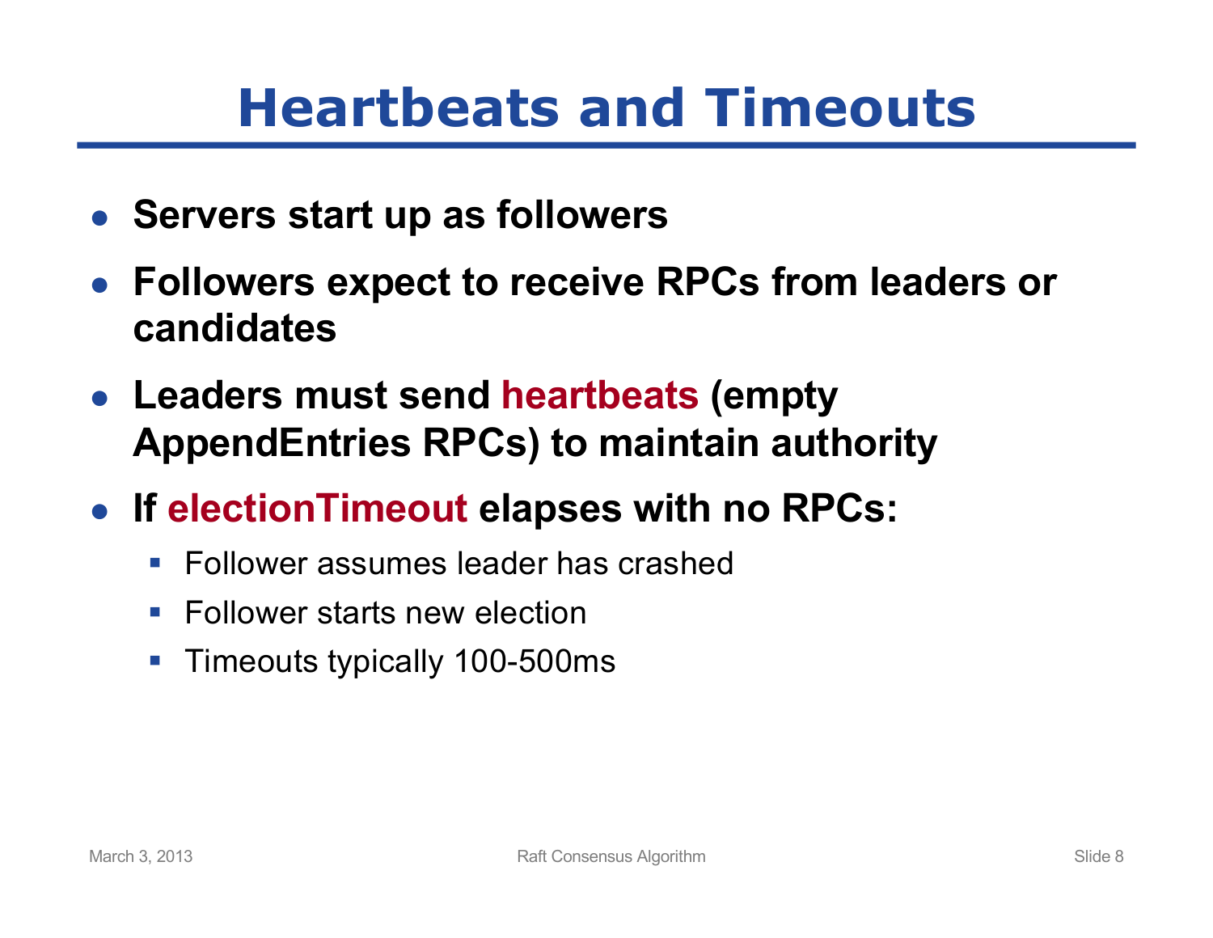# Heartbeats and Timeouts

- **Servers start up as followers**
- **Followers expect to receive RPCs from leaders or candidates**
- **Leaders must send heartbeats (empty AppendEntries RPCs) to maintain authority**
- **If electionTimeout elapses with no RPCs:**
  - Follower assumes leader has crashed
  - Follower starts new election
  - Timeouts typically 100-500ms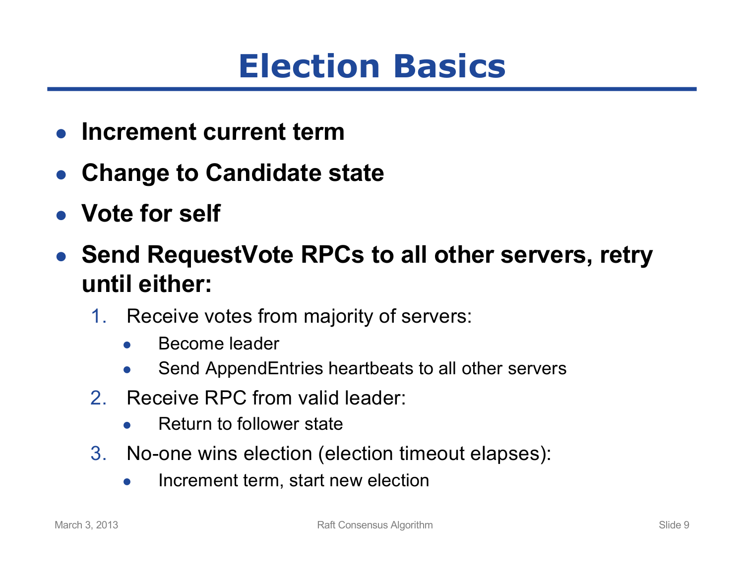# Election Basics

- **Increment current term**
- **Change to Candidate state**
- **Vote for self**
- **Send RequestVote RPCs to all other servers, retry until either:**
  1. Receive votes from majority of servers:
     - Become leader
     - Send AppendEntries heartbeats to all other servers
  2. Receive RPC from valid leader:
     - Return to follower state
  3. No-one wins election (election timeout elapses):
     - Increment term, start new election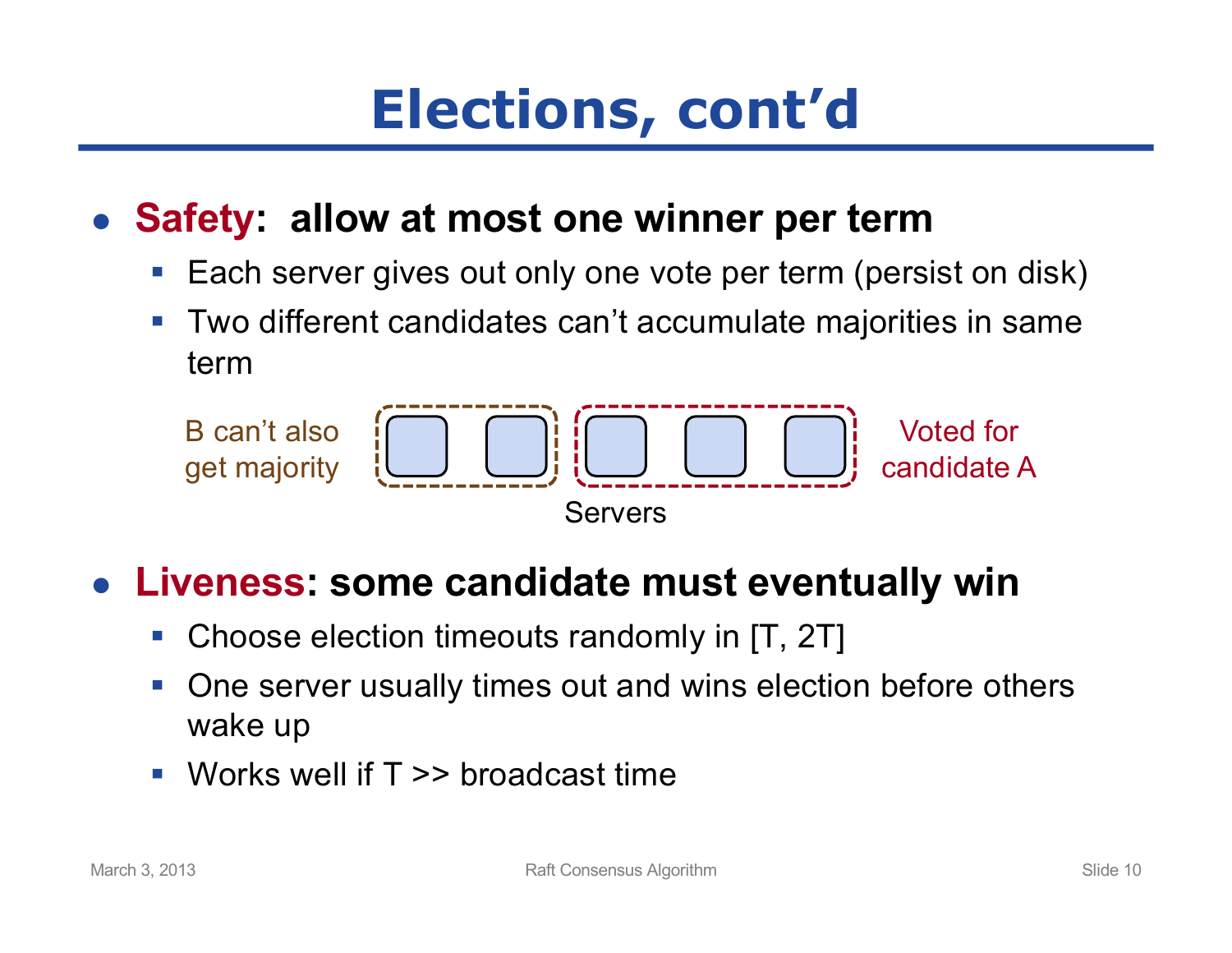# Elections, cont'd

- **Safety: allow at most one winner per term**
  - Each server gives out only one vote per term (persist on disk)
  - Two different candidates can't accumulate majorities in same term

B can't also get majority

Voted for candidate A

Servers

- **Liveness: some candidate must eventually win**
  - Choose election timeouts randomly in [T, 2T]
  - One server usually times out and wins election before others wake up
  - Works well if T >> broadcast time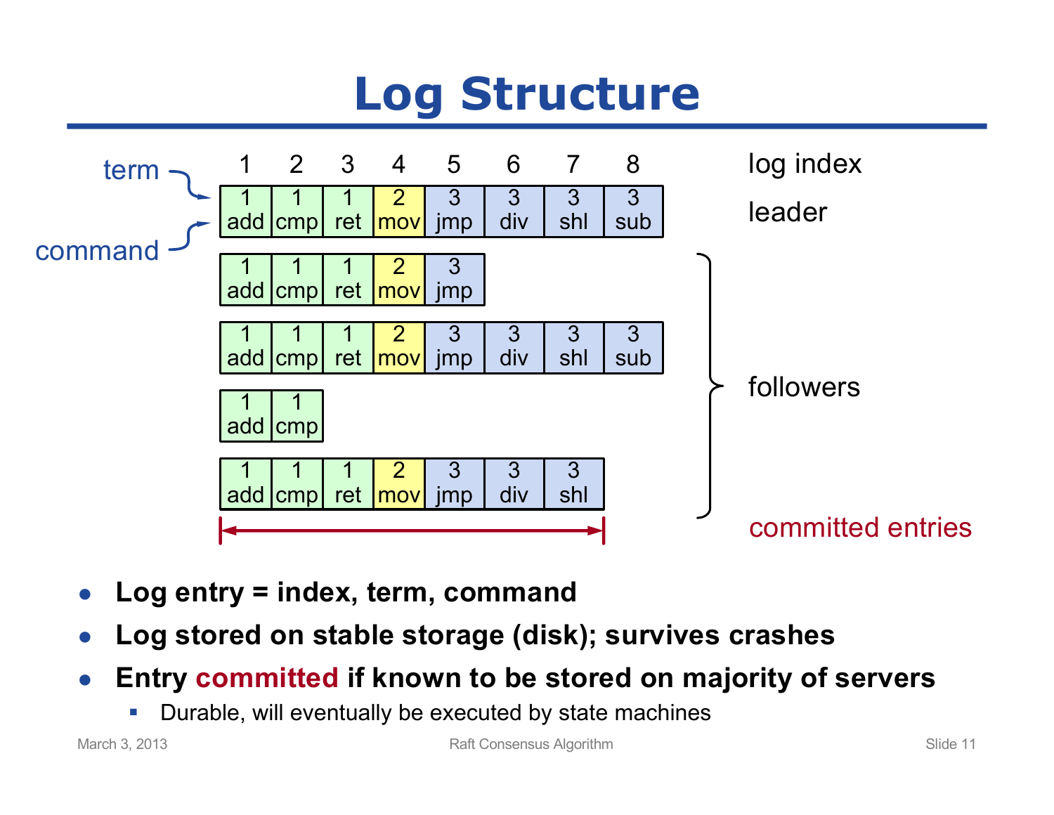# Log Structure

| log index | 1 | 2 | 3 | 4 | 5 | 6 | 7 | 8 |
|---|---|---|---|---|---|---|---|---|
| leader | 1 add | 1 cmp | 1 ret | 2 mov | 3 jmp | 3 div | 3 shl | 3 sub |
| follower | 1 add | 1 cmp | 1 ret | 2 mov | 3 jmp | | | |
| follower | 1 add | 1 cmp | 1 ret | 2 mov | 3 jmp | 3 div | 3 shl | 3 sub |
| follower | 1 add | 1 cmp | | | | | | |
| follower | 1 add | 1 cmp | 1 ret | 2 mov | 3 jmp | 3 div | 3 shl | |

term (top of each entry), command (bottom of each entry)

committed entries: indexes 1–7

- **Log entry = index, term, command**
- **Log stored on stable storage (disk); survives crashes**
- **Entry committed if known to be stored on majority of servers**
  - Durable, will eventually be executed by state machines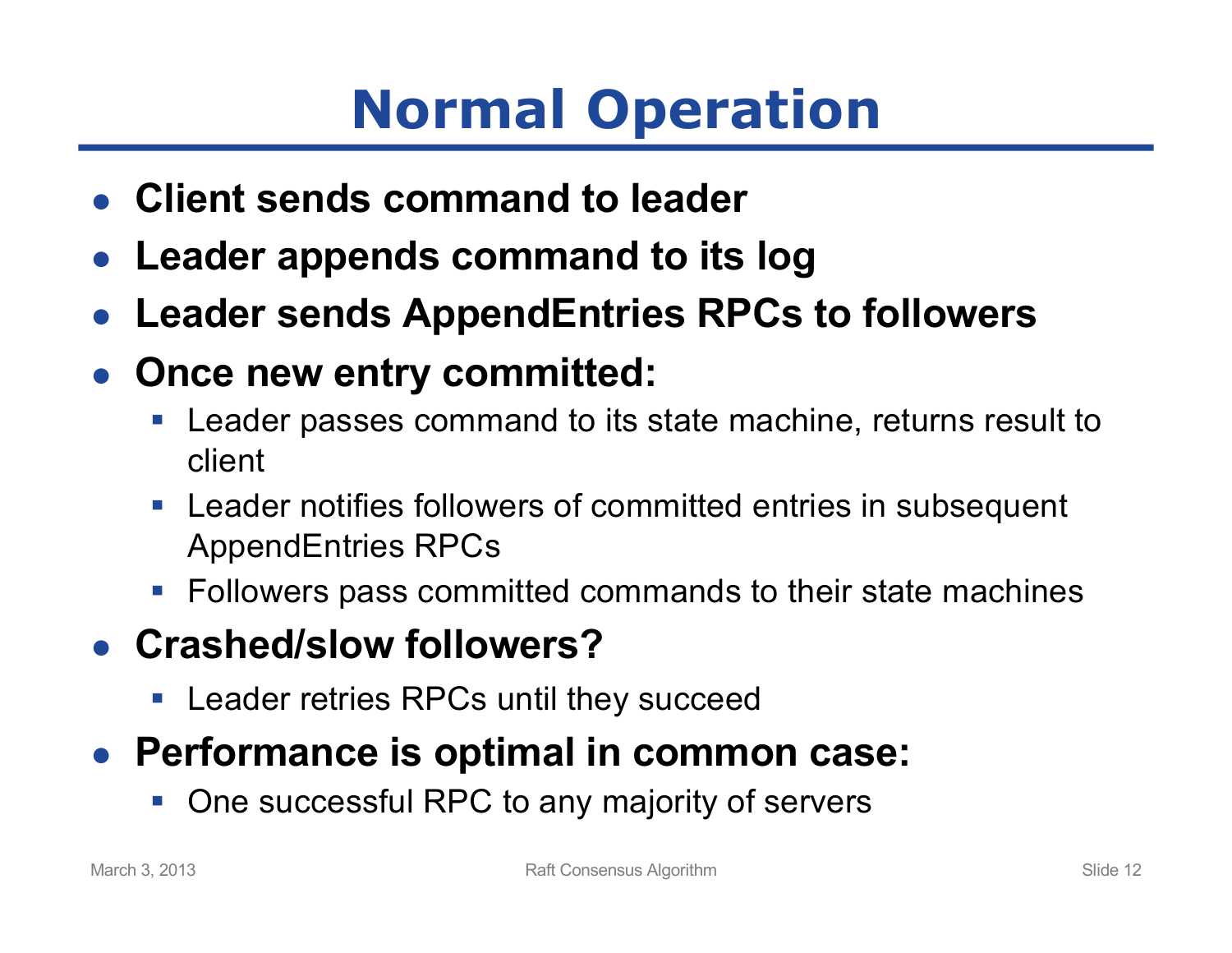# Normal Operation

- **Client sends command to leader**
- **Leader appends command to its log**
- **Leader sends AppendEntries RPCs to followers**
- **Once new entry committed:**
  - Leader passes command to its state machine, returns result to client
  - Leader notifies followers of committed entries in subsequent AppendEntries RPCs
  - Followers pass committed commands to their state machines
- **Crashed/slow followers?**
  - Leader retries RPCs until they succeed
- **Performance is optimal in common case:**
  - One successful RPC to any majority of servers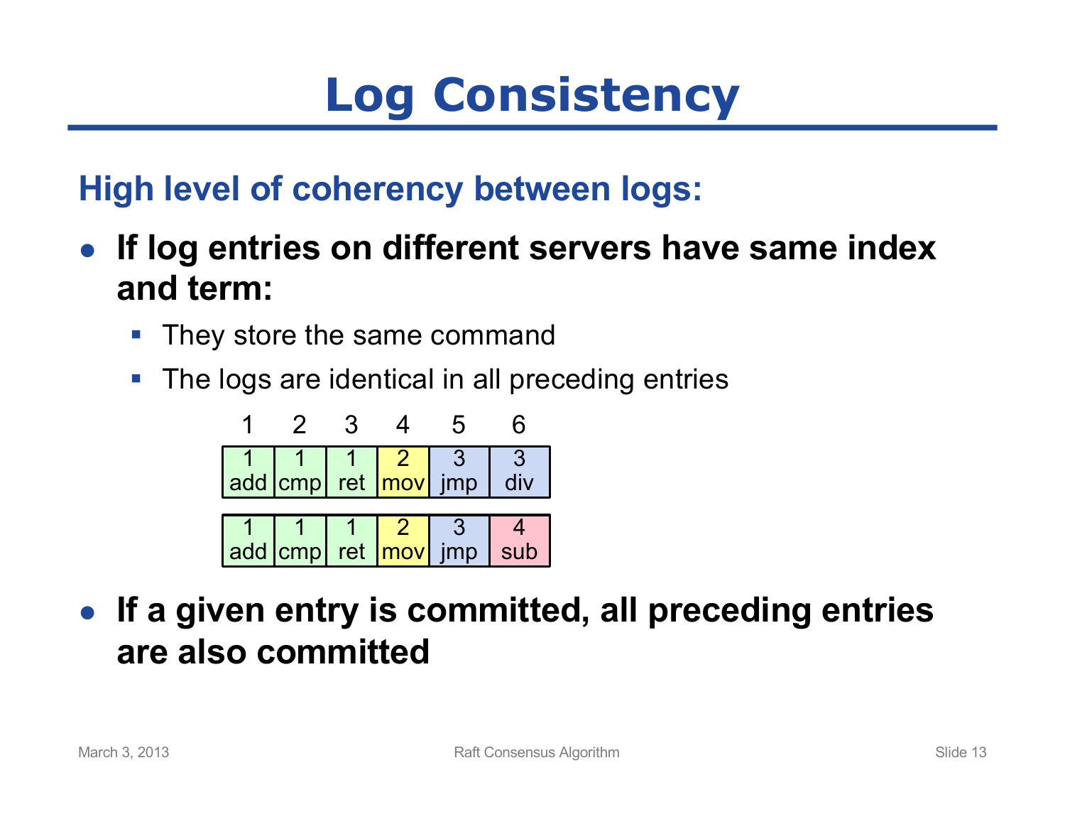# Log Consistency

## High level of coherency between logs:

- **If log entries on different servers have same index and term:**
  - They store the same command
  - The logs are identical in all preceding entries

| 1 | 2 | 3 | 4 | 5 | 6 |
|---|---|---|---|---|---|
| 1 add | 1 cmp | 1 ret | 2 mov | 3 jmp | 3 div |
| 1 add | 1 cmp | 1 ret | 2 mov | 3 jmp | 4 sub |

- **If a given entry is committed, all preceding entries are also committed**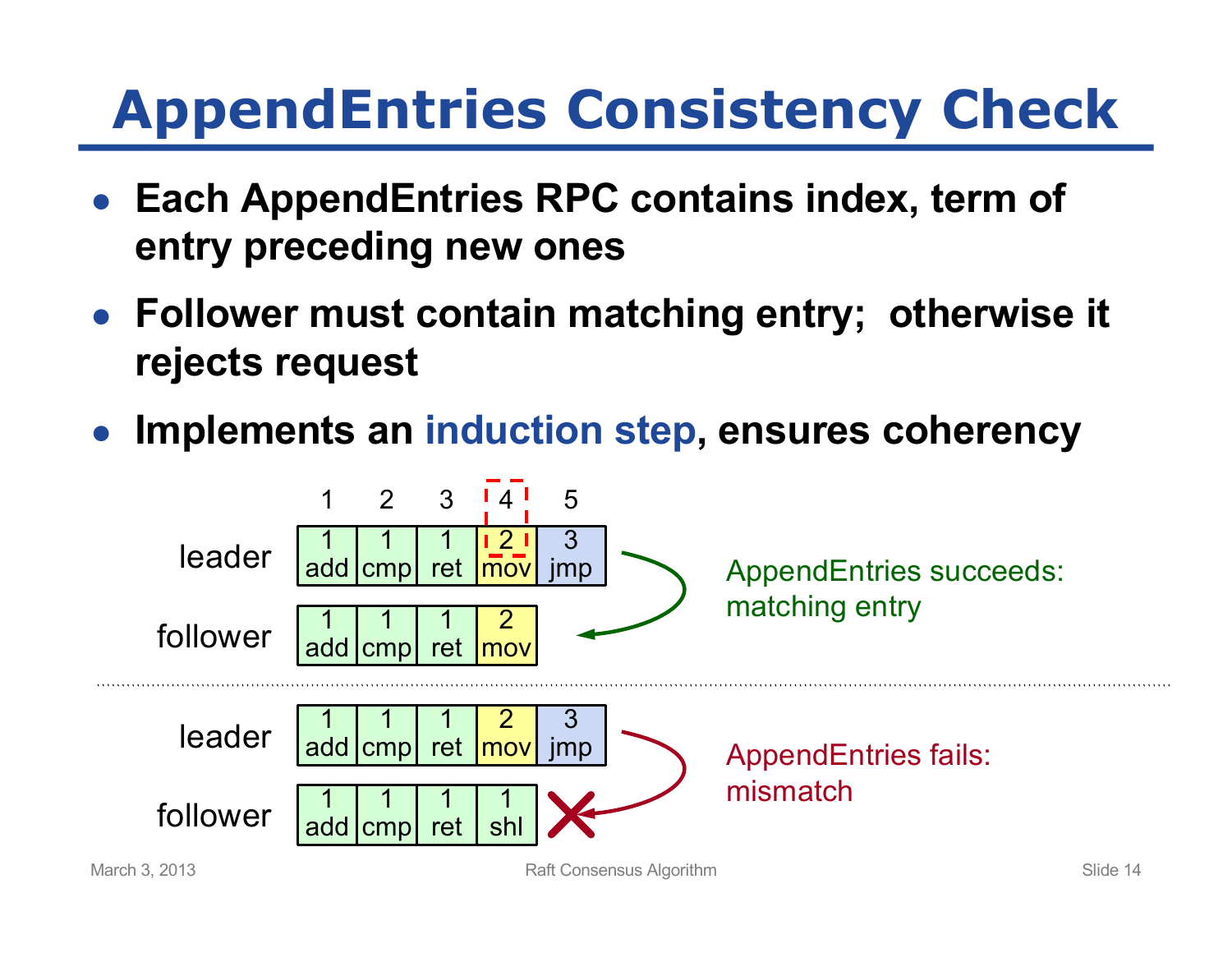# AppendEntries Consistency Check

- **Each AppendEntries RPC contains index, term of entry preceding new ones**
- **Follower must contain matching entry; otherwise it rejects request**
- **Implements an induction step, ensures coherency**

| | 1 | 2 | 3 | 4 | 5 |
|---|---|---|---|---|---|
| leader | 1 add | 1 cmp | 1 ret | 2 mov | 3 jmp |
| follower | 1 add | 1 cmp | 1 ret | 2 mov | |

AppendEntries succeeds: matching entry

| | 1 | 2 | 3 | 4 | 5 |
|---|---|---|---|---|---|
| leader | 1 add | 1 cmp | 1 ret | 2 mov | 3 jmp |
| follower | 1 add | 1 cmp | 1 ret | 1 shl | |

AppendEntries fails: mismatch

March 3, 2013 Raft Consensus Algorithm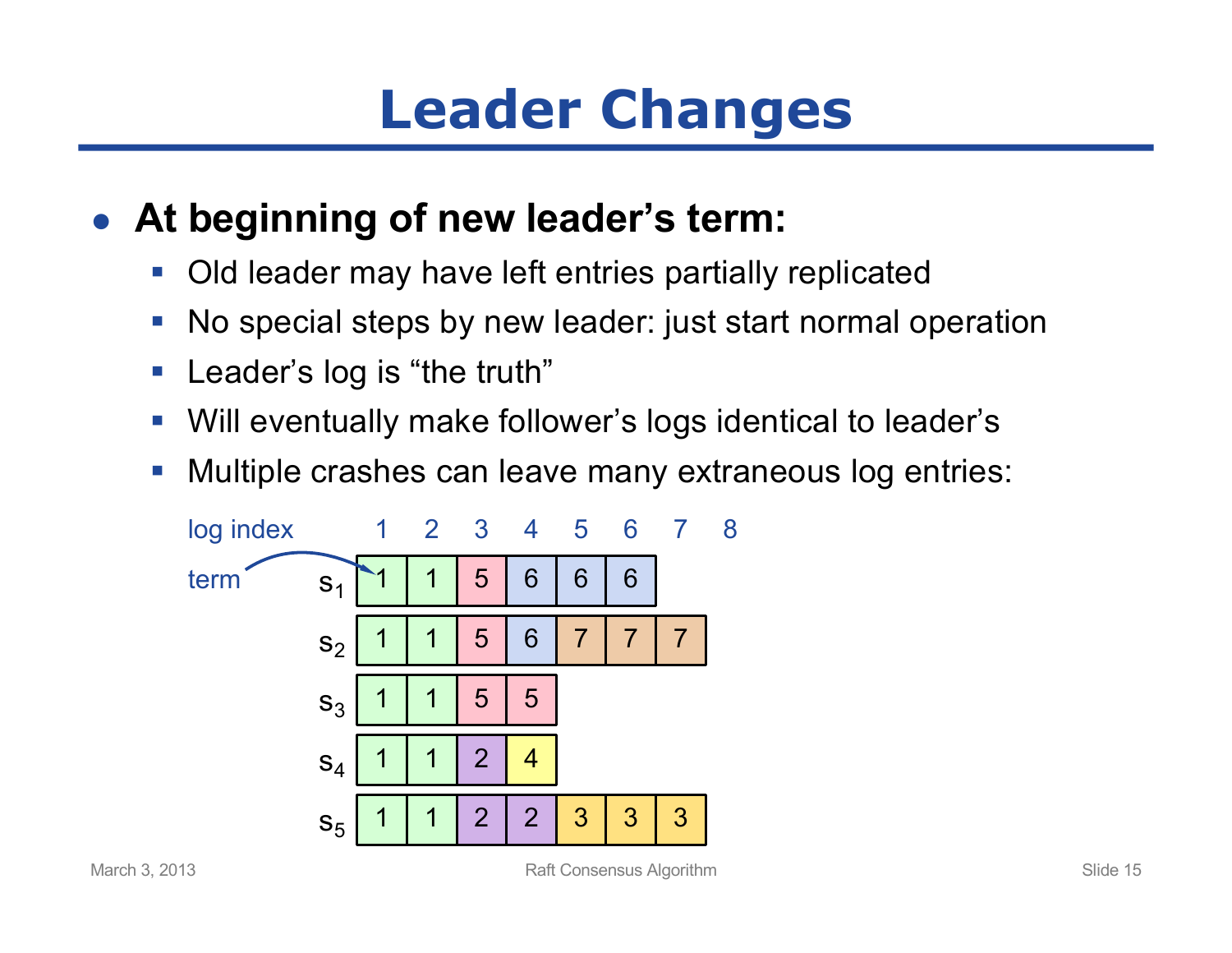# Leader Changes

- **At beginning of new leader's term:**
  - Old leader may have left entries partially replicated
  - No special steps by new leader: just start normal operation
  - Leader's log is "the truth"
  - Will eventually make follower's logs identical to leader's
  - Multiple crashes can leave many extraneous log entries:

| log index | 1 | 2 | 3 | 4 | 5 | 6 | 7 | 8 |
|---|---|---|---|---|---|---|---|---|
| $s_1$ | 1 | 1 | 5 | 6 | 6 | 6 | | |
| $s_2$ | 1 | 1 | 5 | 6 | 7 | 7 | 7 | |
| $s_3$ | 1 | 1 | 5 | 5 | | | | |
| $s_4$ | 1 | 1 | 2 | 4 | | | | |
| $s_5$ | 1 | 1 | 2 | 2 | 3 | 3 | 3 | |

(term)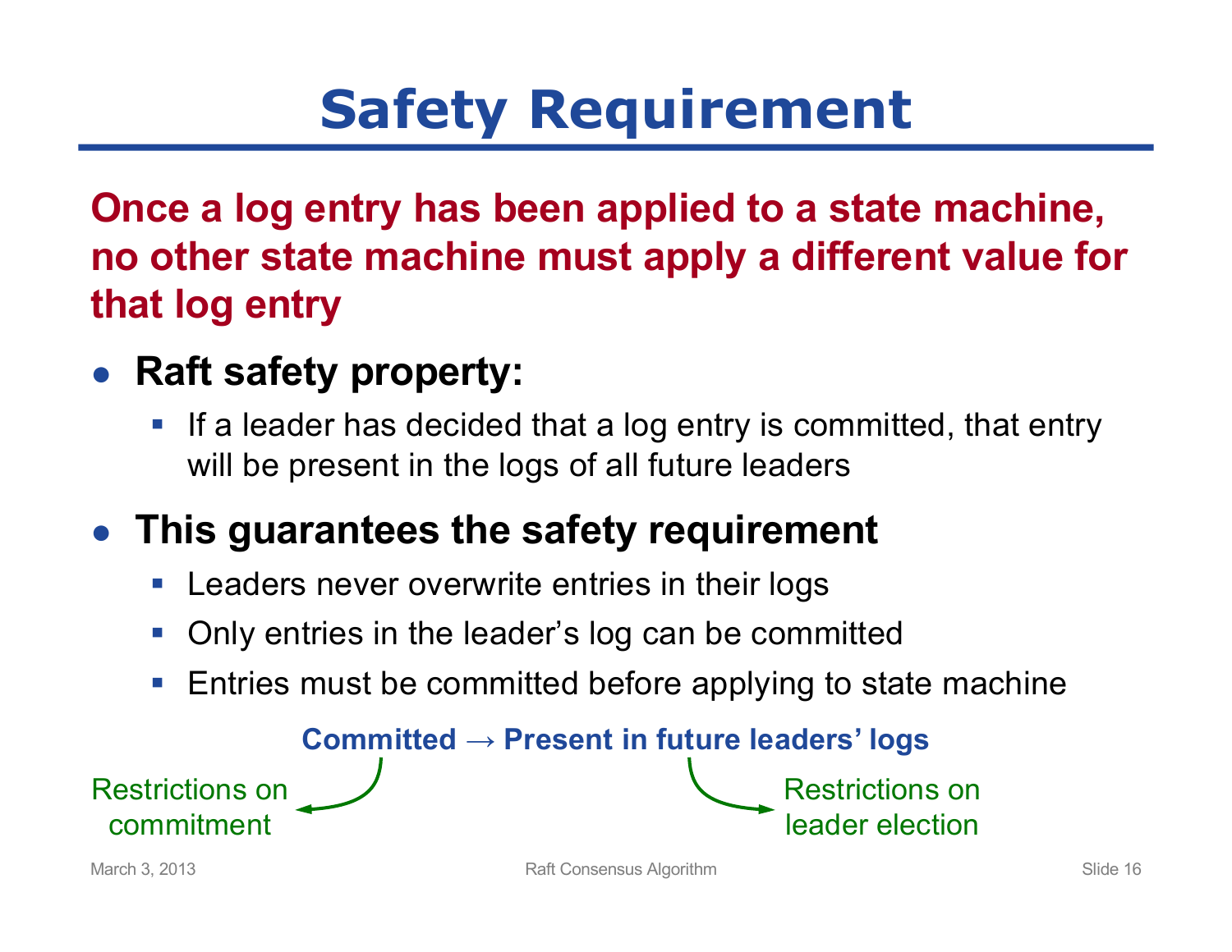# Safety Requirement

**Once a log entry has been applied to a state machine, no other state machine must apply a different value for that log entry**

- **Raft safety property:**
  - If a leader has decided that a log entry is committed, that entry will be present in the logs of all future leaders
- **This guarantees the safety requirement**
  - Leaders never overwrite entries in their logs
  - Only entries in the leader's log can be committed
  - Entries must be committed before applying to state machine

**Committed → Present in future leaders' logs**

Restrictions on commitment

Restrictions on leader election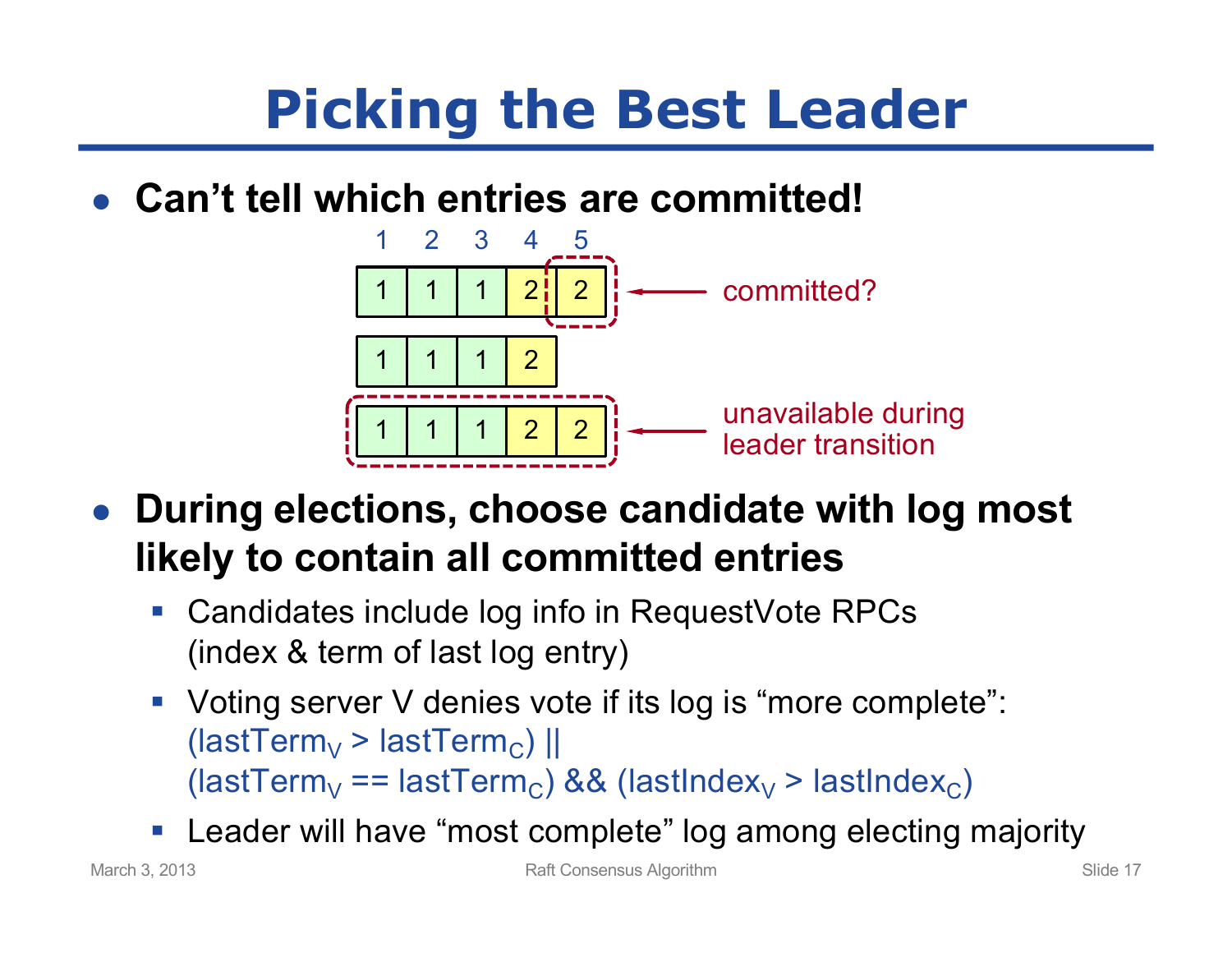# Picking the Best Leader

- **Can't tell which entries are committed!**

| 1 | 2 | 3 | 4 | 5 | |
|---|---|---|---|---|---|
| 1 | 1 | 1 | 2 | 2 | ← committed? |
| 1 | 1 | 1 | 2 | | |
| 1 | 1 | 1 | 2 | 2 | ← unavailable during leader transition |

- **During elections, choose candidate with log most likely to contain all committed entries**
  - Candidates include log info in RequestVote RPCs (index & term of last log entry)
  - Voting server V denies vote if its log is "more complete": $(lastTerm_V > lastTerm_C)$ || $(lastTerm_V == lastTerm_C)$ && $(lastIndex_V > lastIndex_C)$
  - Leader will have "most complete" log among electing majority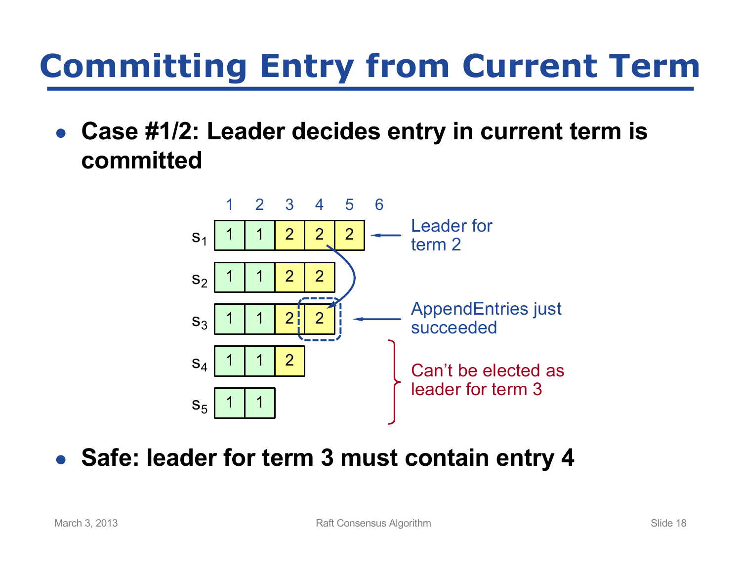# Committing Entry from Current Term

- **Case #1/2: Leader decides entry in current term is committed**

| | 1 | 2 | 3 | 4 | 5 | 6 |
|---|---|---|---|---|---|---|
| $s_1$ | 1 | 1 | 2 | 2 | 2 | |
| $s_2$ | 1 | 1 | 2 | 2 | | |
| $s_3$ | 1 | 1 | 2 | 2 | | |
| $s_4$ | 1 | 1 | 2 | | | |
| $s_5$ | 1 | 1 | | | | |

$s_1$: Leader for term 2

$s_3$: AppendEntries just succeeded

$s_4$, $s_5$: Can't be elected as leader for term 3

- **Safe: leader for term 3 must contain entry 4**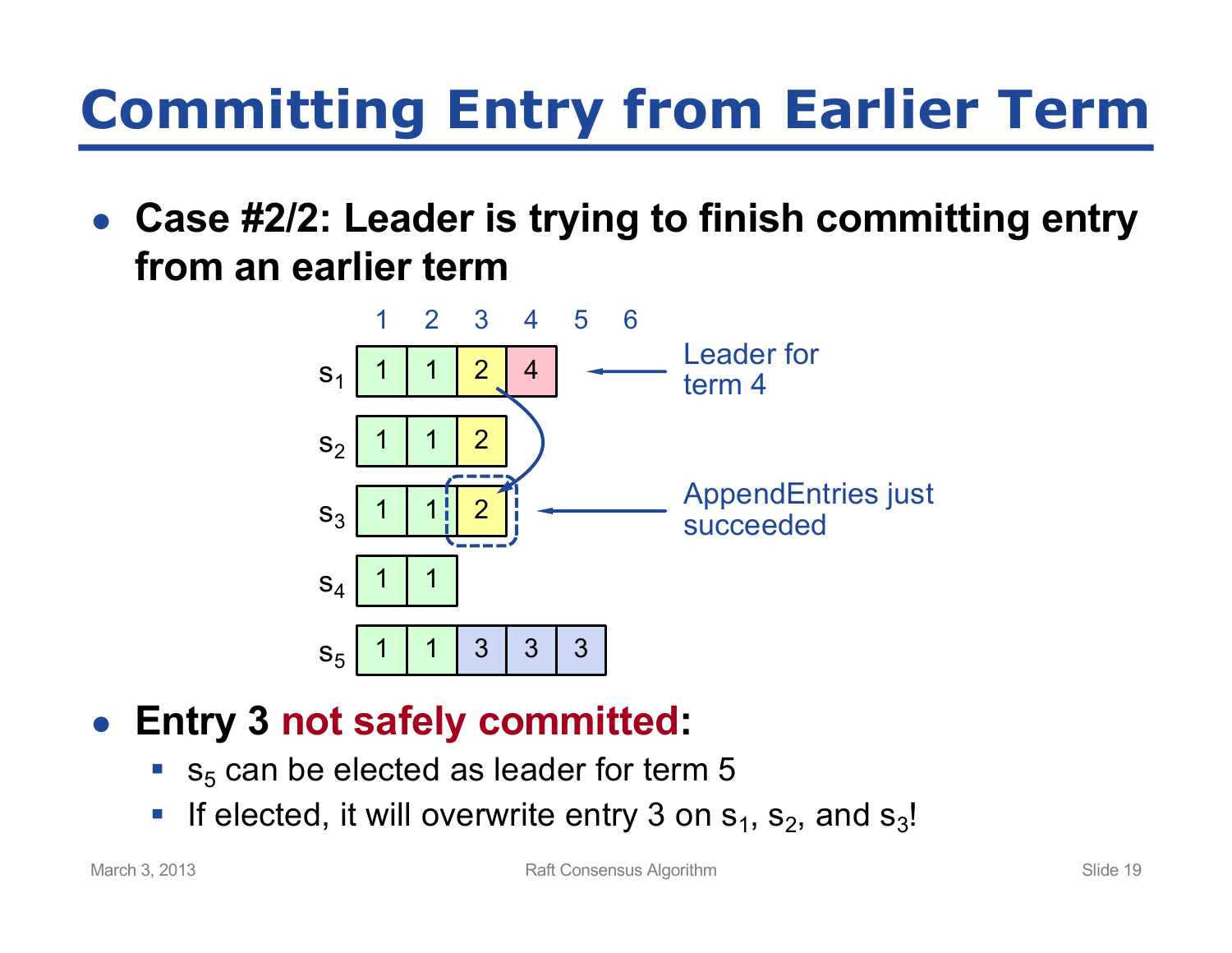# Committing Entry from Earlier Term

- **Case #2/2: Leader is trying to finish committing entry from an earlier term**

| | 1 | 2 | 3 | 4 | 5 | 6 |
|---|---|---|---|---|---|---|
| $s_1$ | 1 | 1 | 2 | 4 | | |
| $s_2$ | 1 | 1 | 2 | | | |
| $s_3$ | 1 | 1 | 2 | | | |
| $s_4$ | 1 | 1 | | | | |
| $s_5$ | 1 | 1 | 3 | 3 | 3 | |

$s_1$: Leader for term 4

$s_3$: AppendEntries just succeeded

- **Entry 3 not safely committed:**
  - $s_5$ can be elected as leader for term 5
  - If elected, it will overwrite entry 3 on $s_1$, $s_2$, and $s_3$!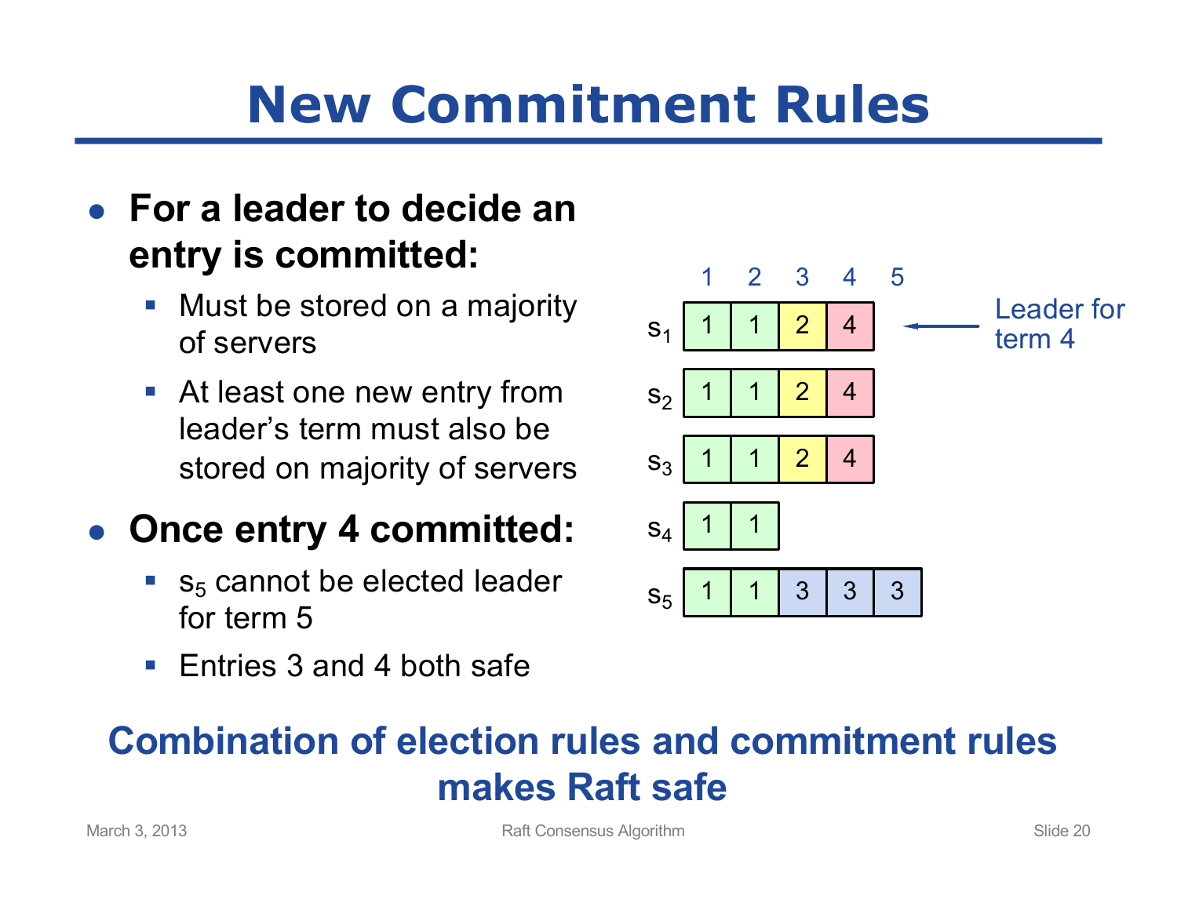# New Commitment Rules

- **For a leader to decide an entry is committed:**
  - Must be stored on a majority of servers
  - At least one new entry from leader's term must also be stored on majority of servers
- **Once entry 4 committed:**
  - $s_5$ cannot be elected leader for term 5
  - Entries 3 and 4 both safe

| | 1 | 2 | 3 | 4 | 5 | |
|---|---|---|---|---|---|---|
| $s_1$ | 1 | 1 | 2 | 4 | | ← Leader for term 4 |
| $s_2$ | 1 | 1 | 2 | 4 | | |
| $s_3$ | 1 | 1 | 2 | 4 | | |
| $s_4$ | 1 | 1 | | | | |
| $s_5$ | 1 | 1 | 3 | 3 | 3 | |

**Combination of election rules and commitment rules makes Raft safe**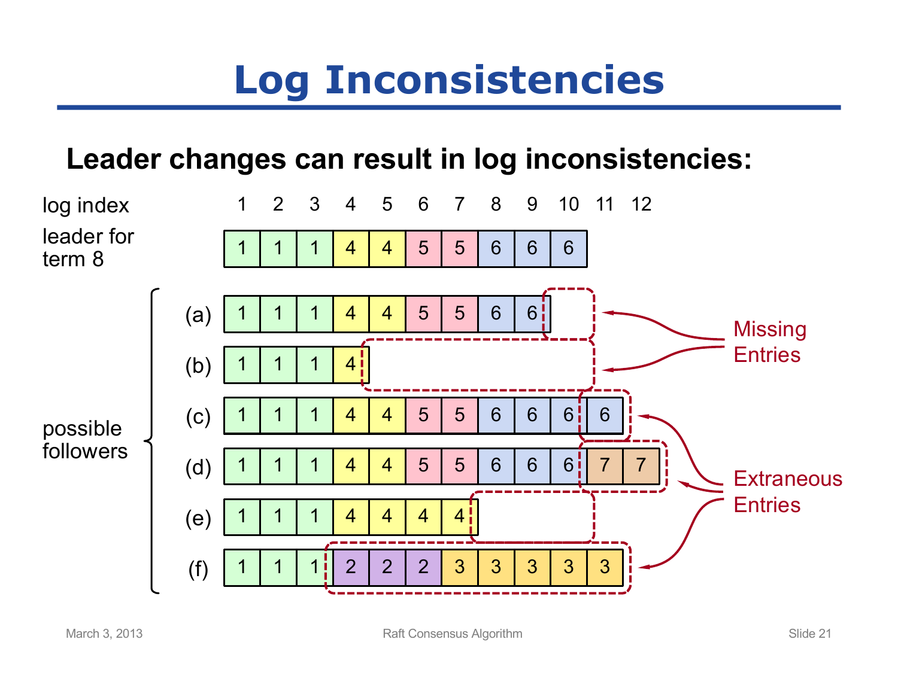# Log Inconsistencies

**Leader changes can result in log inconsistencies:**

| log index | 1 | 2 | 3 | 4 | 5 | 6 | 7 | 8 | 9 | 10 | 11 | 12 |
|---|---|---|---|---|---|---|---|---|---|---|---|---|
| leader for term 8 | 1 | 1 | 1 | 4 | 4 | 5 | 5 | 6 | 6 | 6 | | |
| (a) | 1 | 1 | 1 | 4 | 4 | 5 | 5 | 6 | 6 | | | |
| (b) | 1 | 1 | 1 | 4 | | | | | | | | |
| (c) | 1 | 1 | 1 | 4 | 4 | 5 | 5 | 6 | 6 | 6 | 6 | |
| (d) | 1 | 1 | 1 | 4 | 4 | 5 | 5 | 6 | 6 | 6 | 7 | 7 |
| (e) | 1 | 1 | 1 | 4 | 4 | 4 | 4 | | | | | |
| (f) | 1 | 1 | 1 | 2 | 2 | 2 | 3 | 3 | 3 | 3 | 3 | |

(a)–(f): possible followers

Missing Entries: (a), (b), (e)

Extraneous Entries: (c), (d), (f)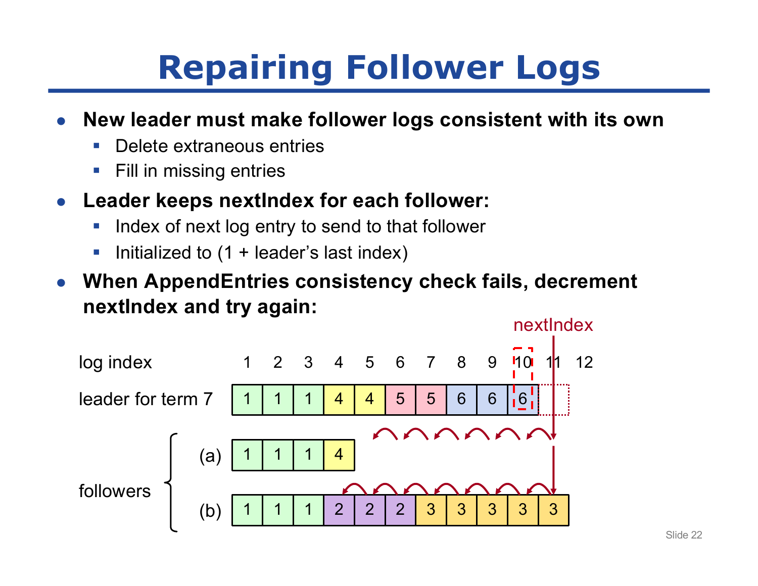# Repairing Follower Logs

- **New leader must make follower logs consistent with its own**
  - Delete extraneous entries
  - Fill in missing entries
- **Leader keeps nextIndex for each follower:**
  - Index of next log entry to send to that follower
  - Initialized to (1 + leader's last index)
- **When AppendEntries consistency check fails, decrement nextIndex and try again:**

nextIndex

| log index | 1 | 2 | 3 | 4 | 5 | 6 | 7 | 8 | 9 | 10 | 11 | 12 |
|---|---|---|---|---|---|---|---|---|---|---|---|---|
| leader for term 7 | 1 | 1 | 1 | 4 | 4 | 5 | 5 | 6 | 6 | 6 | | |
| followers (a) | 1 | 1 | 1 | 4 | | | | | | | | |
| followers (b) | 1 | 1 | 1 | 2 | 2 | 2 | 3 | 3 | 3 | 3 | 3 | |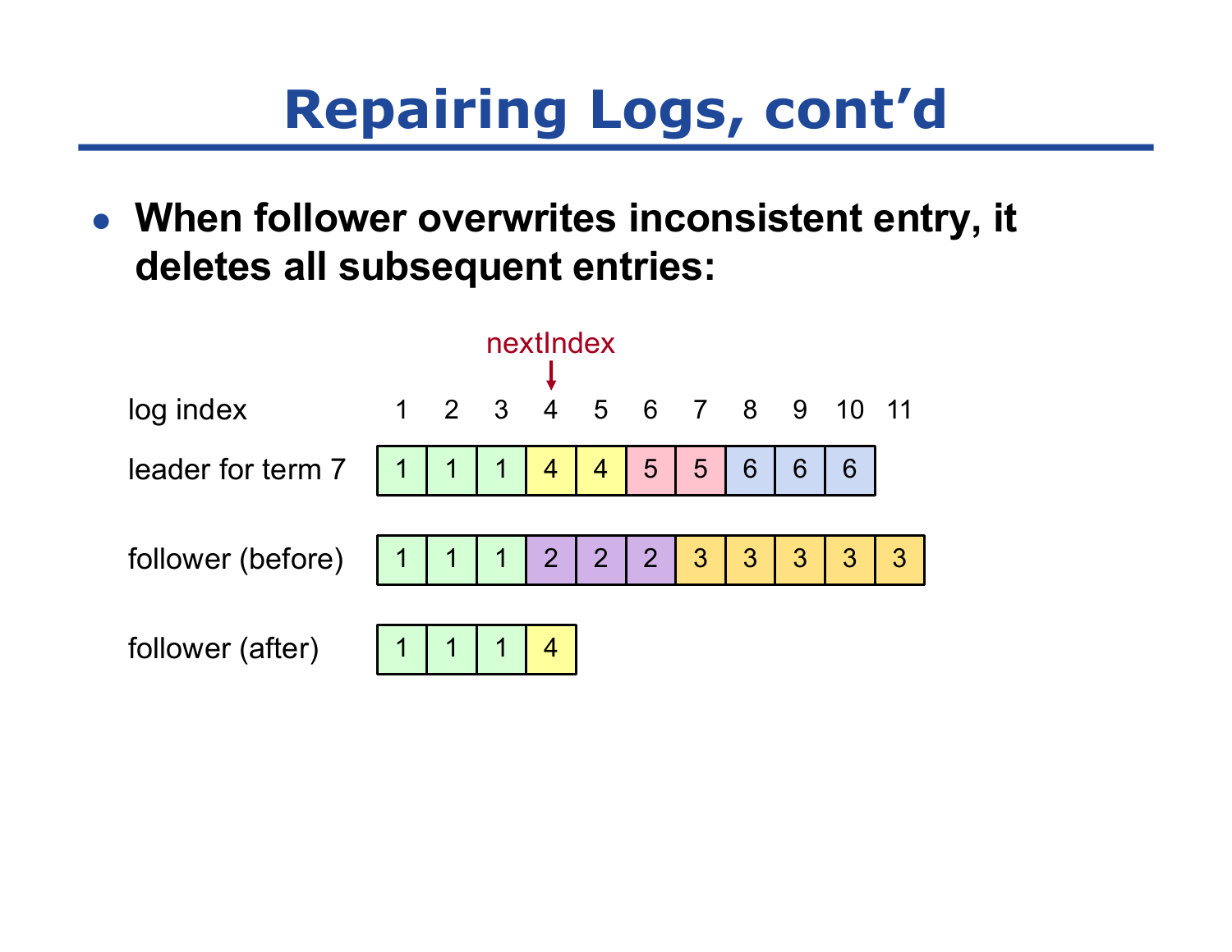# Repairing Logs, cont'd

- **When follower overwrites inconsistent entry, it deletes all subsequent entries:**

nextIndex → 4

| log index | 1 | 2 | 3 | 4 | 5 | 6 | 7 | 8 | 9 | 10 | 11 |
|---|---|---|---|---|---|---|---|---|---|---|---|
| leader for term 7 | 1 | 1 | 1 | 4 | 4 | 5 | 5 | 6 | 6 | 6 | |
| follower (before) | 1 | 1 | 1 | 2 | 2 | 2 | 3 | 3 | 3 | 3 | 3 |
| follower (after) | 1 | 1 | 1 | 4 | | | | | | | |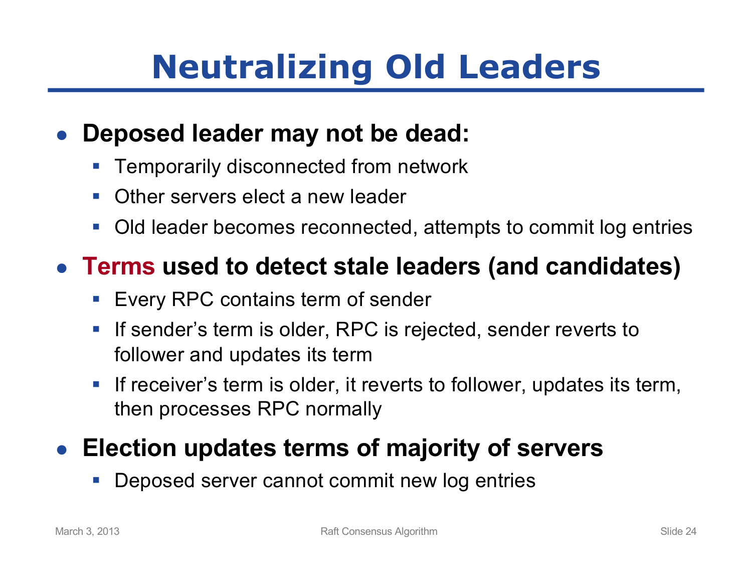# Neutralizing Old Leaders

- **Deposed leader may not be dead:**
  - Temporarily disconnected from network
  - Other servers elect a new leader
  - Old leader becomes reconnected, attempts to commit log entries
- **Terms used to detect stale leaders (and candidates)**
  - Every RPC contains term of sender
  - If sender's term is older, RPC is rejected, sender reverts to follower and updates its term
  - If receiver's term is older, it reverts to follower, updates its term, then processes RPC normally
- **Election updates terms of majority of servers**
  - Deposed server cannot commit new log entries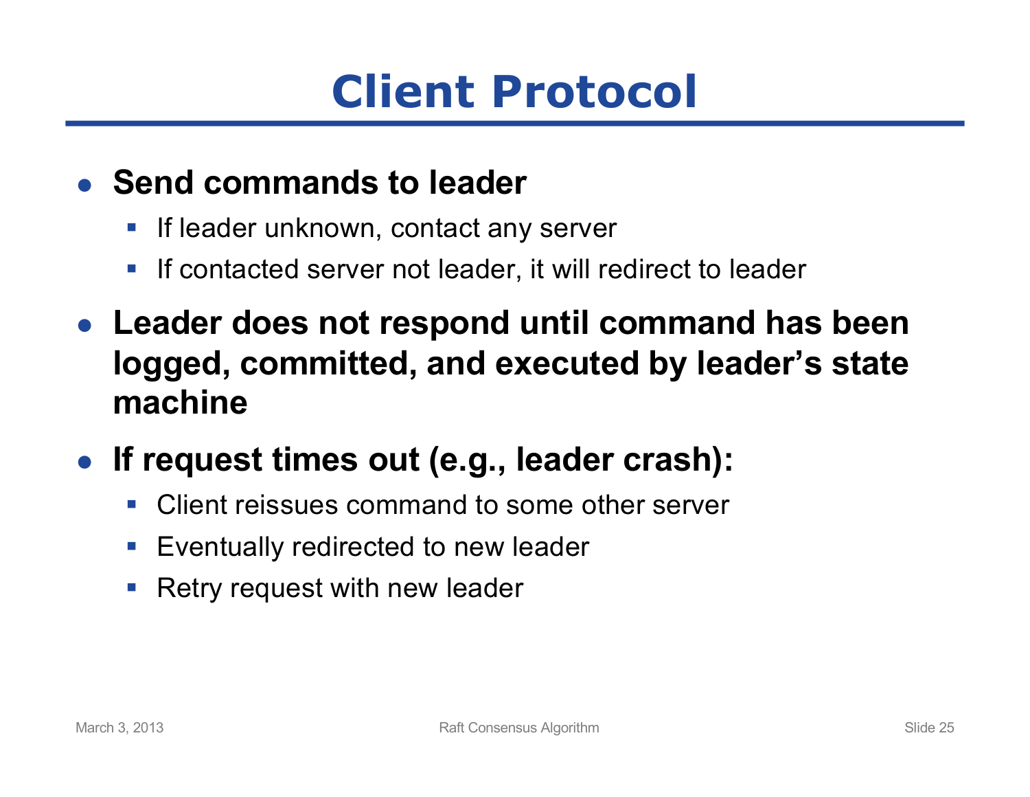# Client Protocol

- **Send commands to leader**
  - If leader unknown, contact any server
  - If contacted server not leader, it will redirect to leader
- **Leader does not respond until command has been logged, committed, and executed by leader's state machine**
- **If request times out (e.g., leader crash):**
  - Client reissues command to some other server
  - Eventually redirected to new leader
  - Retry request with new leader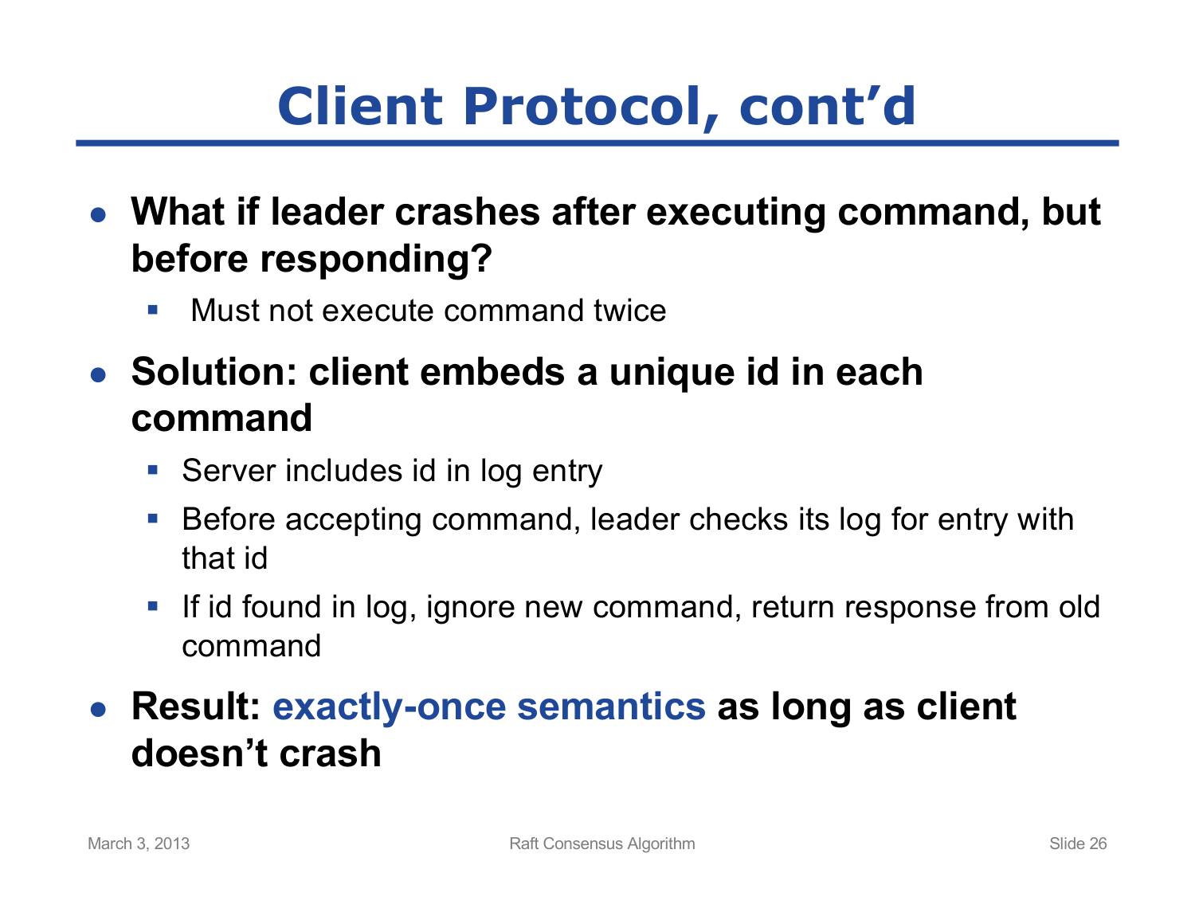# Client Protocol, cont'd

- **What if leader crashes after executing command, but before responding?**
  - Must not execute command twice
- **Solution: client embeds a unique id in each command**
  - Server includes id in log entry
  - Before accepting command, leader checks its log for entry with that id
  - If id found in log, ignore new command, return response from old command
- **Result: exactly-once semantics as long as client doesn't crash**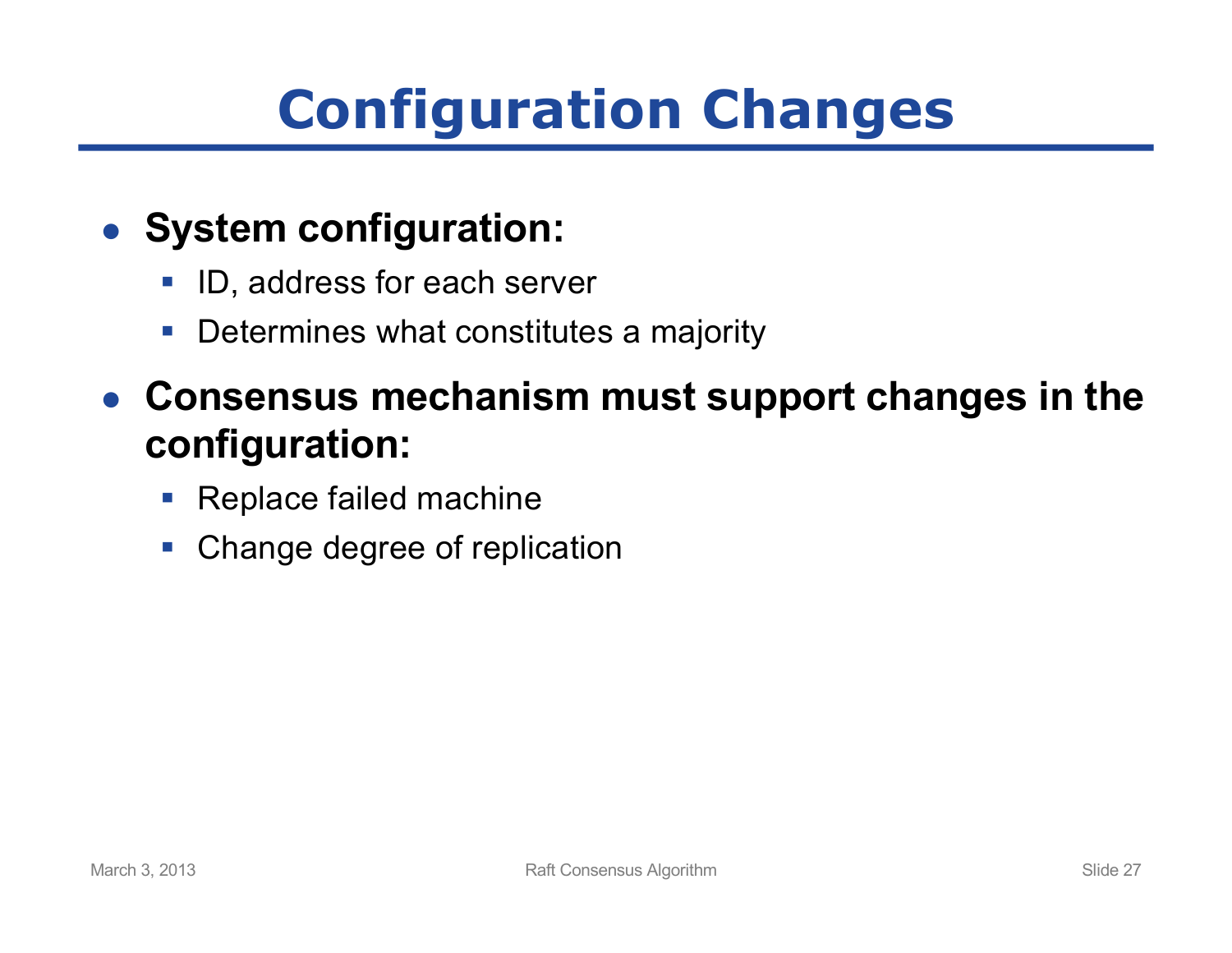# Configuration Changes

- **System configuration:**
  - ID, address for each server
  - Determines what constitutes a majority
- **Consensus mechanism must support changes in the configuration:**
  - Replace failed machine
  - Change degree of replication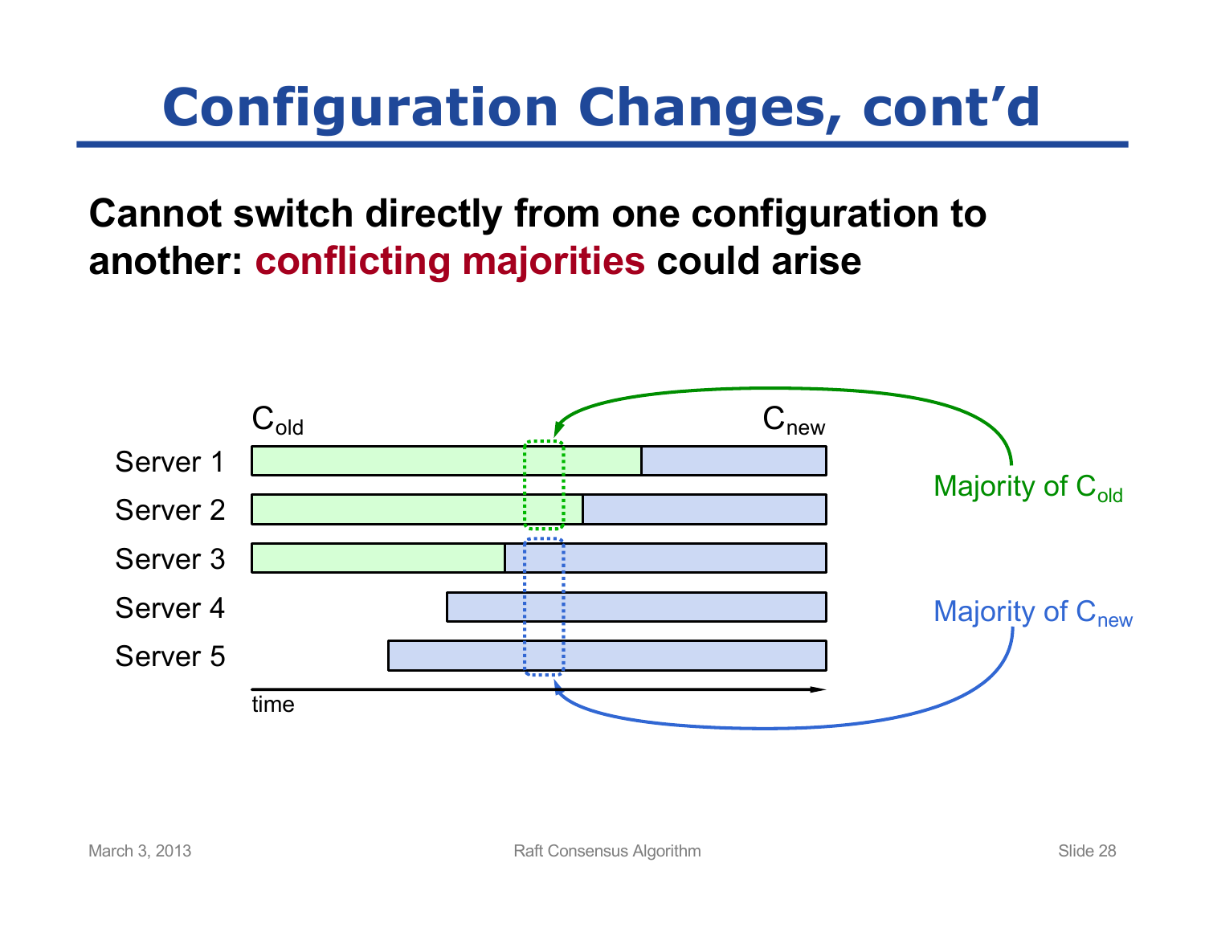# Configuration Changes, cont'd

**Cannot switch directly from one configuration to another: conflicting majorities could arise**

$C_{old}$ $C_{new}$

Server 1

Server 2

Server 3

Server 4

Server 5

time

Majority of $C_{old}$

Majority of $C_{new}$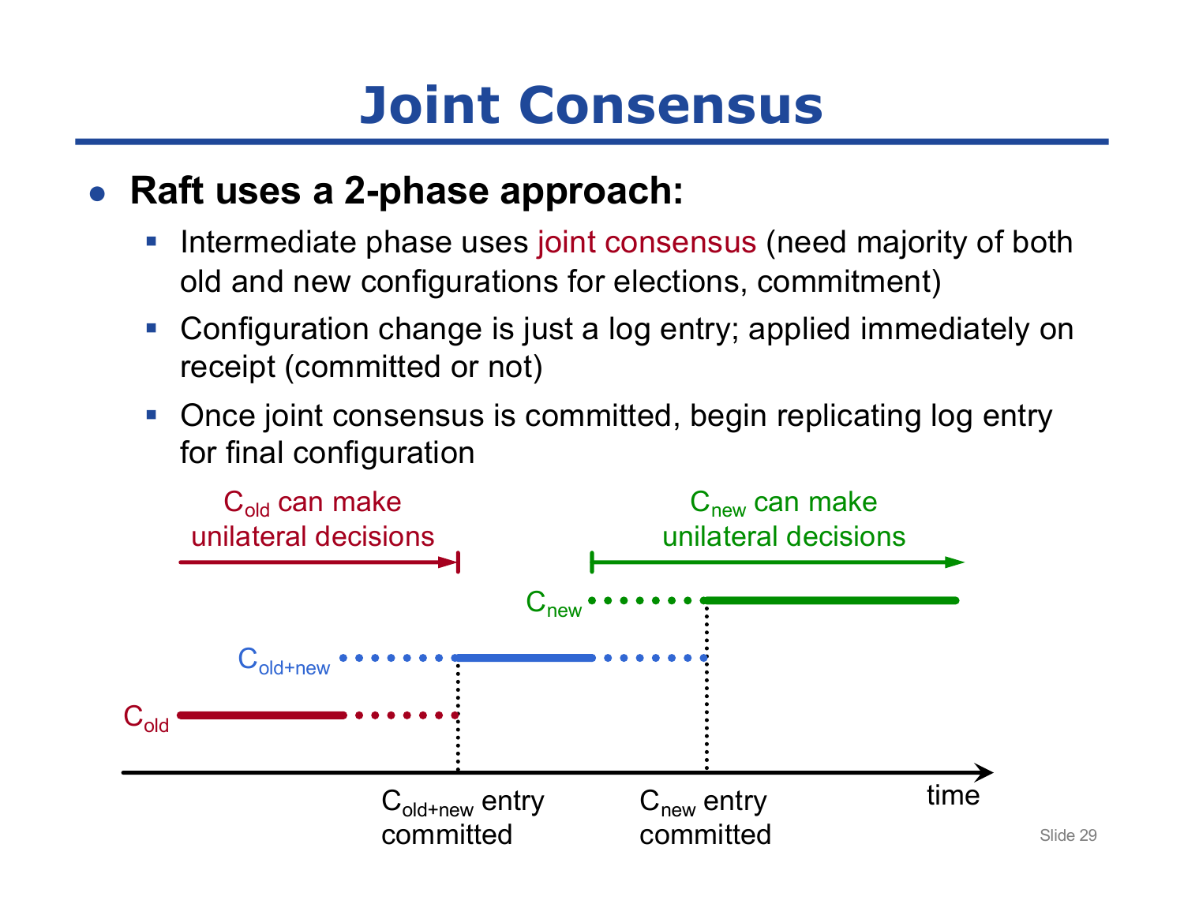# Joint Consensus

- **Raft uses a 2-phase approach:**
  - Intermediate phase uses joint consensus (need majority of both old and new configurations for elections, commitment)
  - Configuration change is just a log entry; applied immediately on receipt (committed or not)
  - Once joint consensus is committed, begin replicating log entry for final configuration

$C_{old}$ can make unilateral decisions

$C_{new}$ can make unilateral decisions

$C_{new}$

$C_{old+new}$

$C_{old}$

$C_{old+new}$ entry committed

$C_{new}$ entry committed

time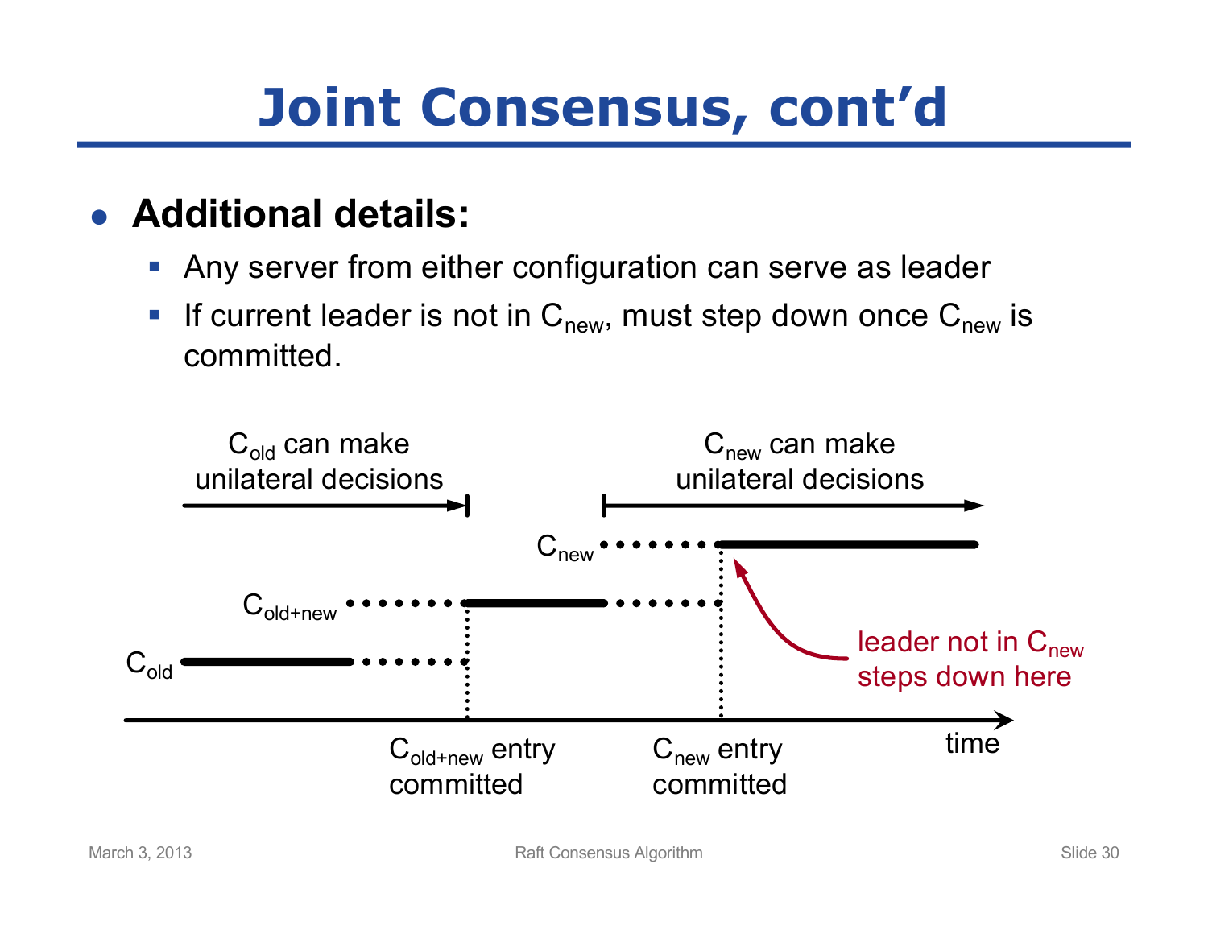# Joint Consensus, cont'd

- **Additional details:**
  - Any server from either configuration can serve as leader
  - If current leader is not in $C_{new}$, must step down once $C_{new}$ is committed.

$C_{old}$ can make unilateral decisions

$C_{new}$ can make unilateral decisions

$C_{new}$

$C_{old+new}$

$C_{old}$

leader not in $C_{new}$ steps down here

$C_{old+new}$ entry committed

$C_{new}$ entry committed

time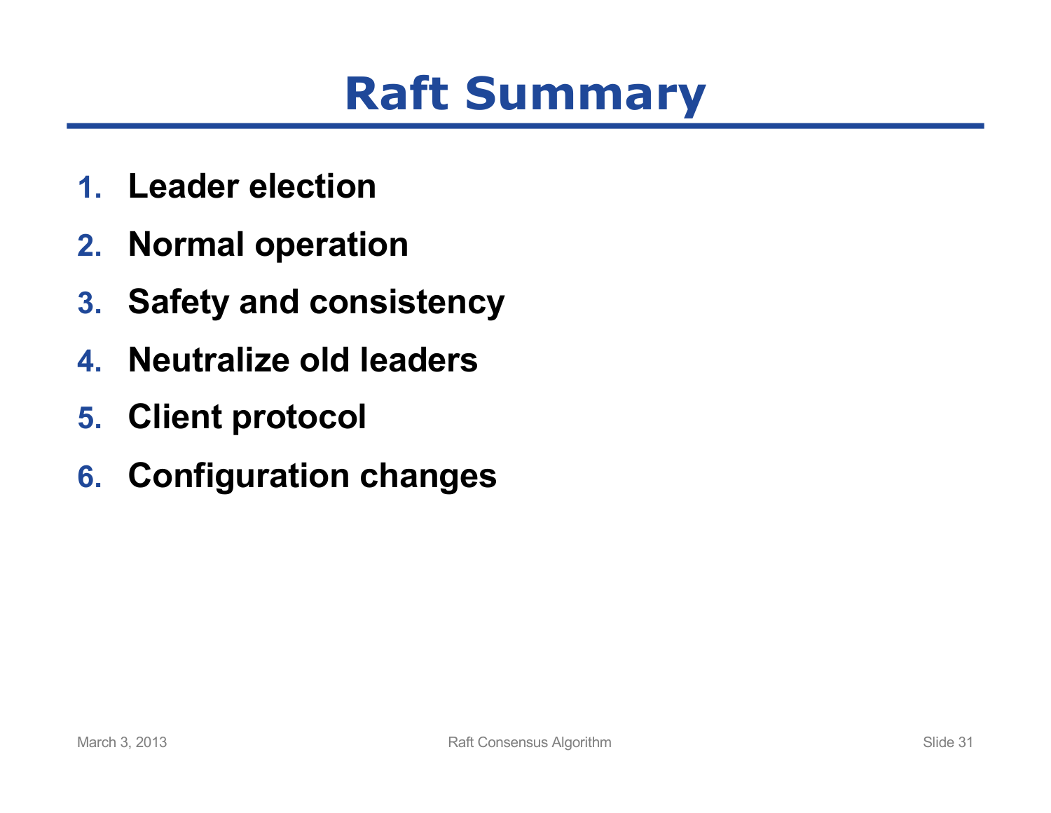# Raft Summary

1. **Leader election**
2. **Normal operation**
3. **Safety and consistency**
4. **Neutralize old leaders**
5. **Client protocol**
6. **Configuration changes**